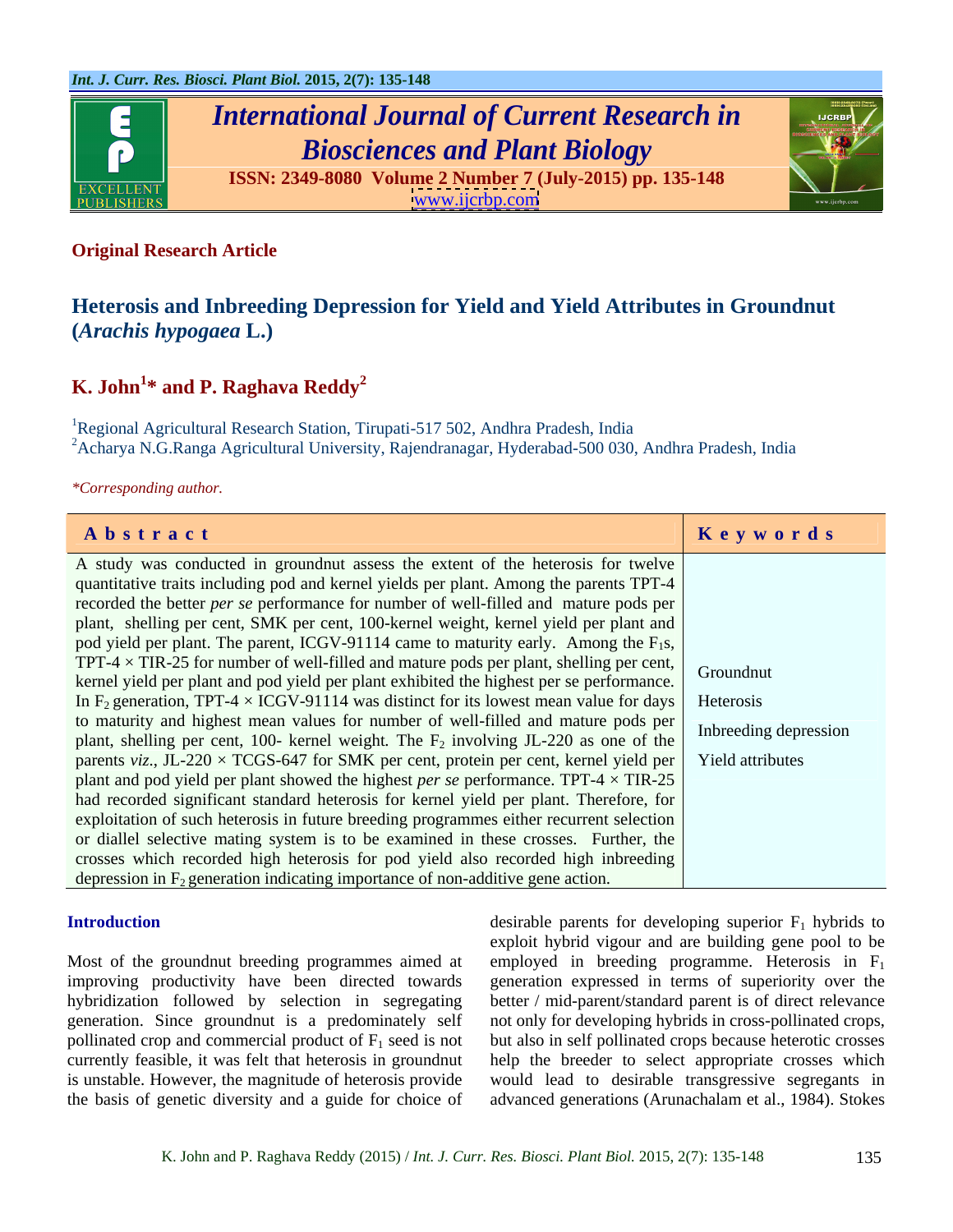**Original Research Article**

# Heterosis and Inbreeding Depression for Yield and Yield Attributes in Groundnut (*Arachis hypogaea* L.)

**K. John[1]* and P. Raghava Reddy[2]**

[1]Regional Agricultural Research Station, Tirupati-517 502, Andhra Pradesh, India
[2]Acharya N.G.Ranga Agricultural University, Rajendranagar, Hyderabad-500 030, Andhra Pradesh, India

*\*Corresponding author.*

| Abstract | Keywords |
|---|---|
| A study was conducted in groundnut assess the extent of the heterosis for twelve quantitative traits including pod and kernel yields per plant. Among the parents TPT-4 recorded the better *per se* performance for number of well-filled and mature pods per plant, shelling per cent, SMK per cent, 100-kernel weight, kernel yield per plant and pod yield per plant. The parent, ICGV-91114 came to maturity early. Among the $F_1$s, TPT-4 × TIR-25 for number of well-filled and mature pods per plant, shelling per cent, kernel yield per plant and pod yield per plant exhibited the highest per se performance. In $F_2$ generation, TPT-4 × ICGV-91114 was distinct for its lowest mean value for days to maturity and highest mean values for number of well-filled and mature pods per plant, shelling per cent, 100- kernel weight. The $F_2$ involving JL-220 as one of the parents *viz*., JL-220 × TCGS-647 for SMK per cent, protein per cent, kernel yield per plant and pod yield per plant showed the highest *per se* performance. TPT-4 × TIR-25 had recorded significant standard heterosis for kernel yield per plant. Therefore, for exploitation of such heterosis in future breeding programmes either recurrent selection or diallel selective mating system is to be examined in these crosses. Further, the crosses which recorded high heterosis for pod yield also recorded high inbreeding depression in $F_2$ generation indicating importance of non-additive gene action. | Groundnut<br>Heterosis<br>Inbreeding depression<br>Yield attributes |

## Introduction

Most of the groundnut breeding programmes aimed at improving productivity have been directed towards hybridization followed by selection in segregating generation. Since groundnut is a predominately self pollinated crop and commercial product of $F_1$ seed is not currently feasible, it was felt that heterosis in groundnut is unstable. However, the magnitude of heterosis provide the basis of genetic diversity and a guide for choice of desirable parents for developing superior $F_1$ hybrids to exploit hybrid vigour and are building gene pool to be employed in breeding programme. Heterosis in $F_1$ generation expressed in terms of superiority over the better / mid-parent/standard parent is of direct relevance not only for developing hybrids in cross-pollinated crops, but also in self pollinated crops because heterotic crosses help the breeder to select appropriate crosses which would lead to desirable transgressive segregants in advanced generations (Arunachalam et al., 1984). Stokes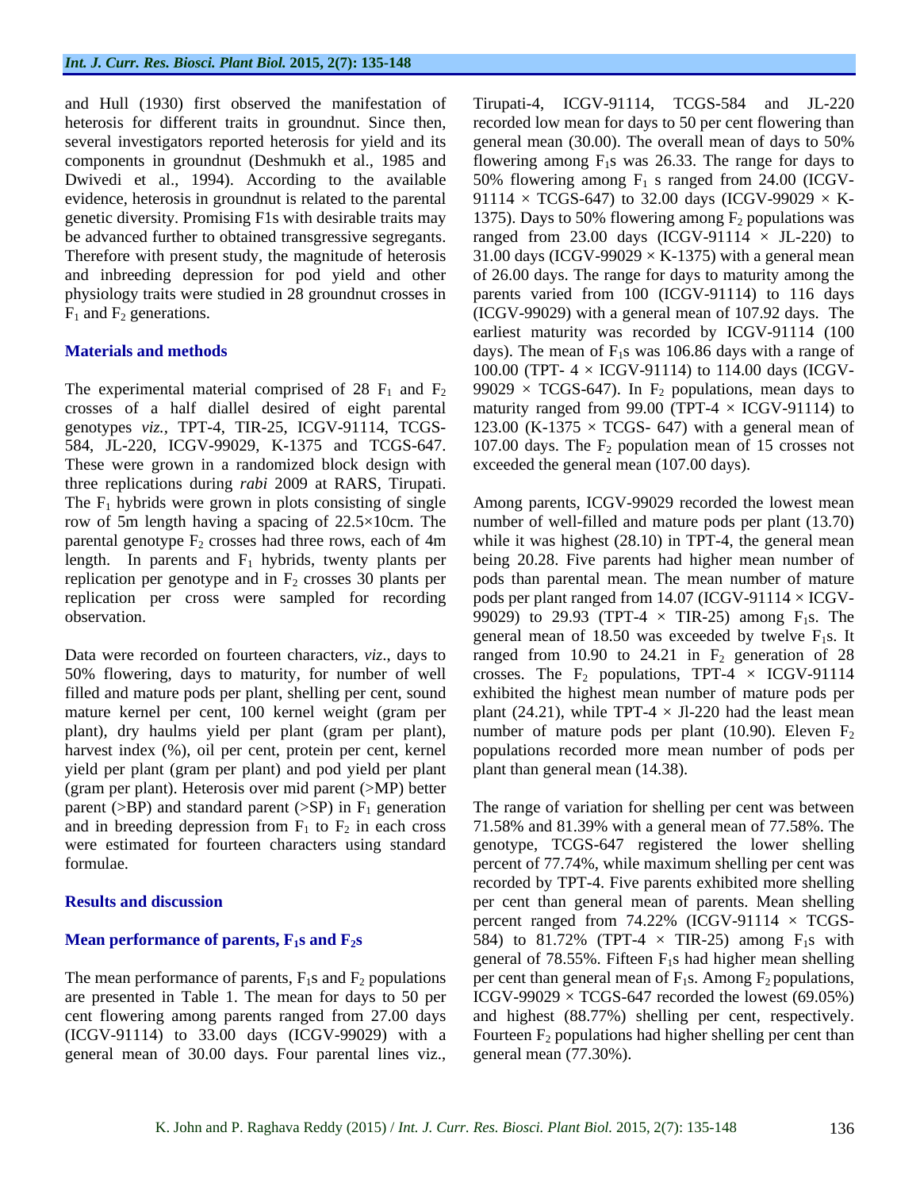and Hull (1930) first observed the manifestation of heterosis for different traits in groundnut. Since then, several investigators reported heterosis for yield and its components in groundnut (Deshmukh et al., 1985 and Dwivedi et al., 1994). According to the available evidence, heterosis in groundnut is related to the parental genetic diversity. Promising F1s with desirable traits may be advanced further to obtained transgressive segregants. Therefore with present study, the magnitude of heterosis and inbreeding depression for pod yield and other physiology traits were studied in 28 groundnut crosses in $F_1$ and $F_2$ generations.

## Materials and methods

The experimental material comprised of 28 $F_1$ and $F_2$ crosses of a half diallel desired of eight parental genotypes *viz.*, TPT-4, TIR-25, ICGV-91114, TCGS-584, JL-220, ICGV-99029, K-1375 and TCGS-647. These were grown in a randomized block design with three replications during *rabi* 2009 at RARS, Tirupati. The $F_1$ hybrids were grown in plots consisting of single row of 5m length having a spacing of 22.5×10cm. The parental genotype $F_2$ crosses had three rows, each of 4m length. In parents and $F_1$ hybrids, twenty plants per replication per genotype and in $F_2$ crosses 30 plants per replication per cross were sampled for recording observation.

Data were recorded on fourteen characters, *viz*., days to 50% flowering, days to maturity, for number of well filled and mature pods per plant, shelling per cent, sound mature kernel per cent, 100 kernel weight (gram per plant), dry haulms yield per plant (gram per plant), harvest index (%), oil per cent, protein per cent, kernel yield per plant (gram per plant) and pod yield per plant (gram per plant). Heterosis over mid parent (>MP) better parent (>BP) and standard parent (>SP) in $F_1$ generation and in breeding depression from $F_1$ to $F_2$ in each cross were estimated for fourteen characters using standard formulae.

## Results and discussion

### Mean performance of parents, $F_1$s and $F_2$s

The mean performance of parents, $F_1$s and $F_2$ populations are presented in Table 1. The mean for days to 50 per cent flowering among parents ranged from 27.00 days (ICGV-91114) to 33.00 days (ICGV-99029) with a general mean of 30.00 days. Four parental lines viz., Tirupati-4, ICGV-91114, TCGS-584 and JL-220 recorded low mean for days to 50 per cent flowering than general mean (30.00). The overall mean of days to 50% flowering among $F_1$s was 26.33. The range for days to 50% flowering among $F_1$ s ranged from 24.00 (ICGV-91114 × TCGS-647) to 32.00 days (ICGV-99029 × K-1375). Days to 50% flowering among $F_2$ populations was ranged from 23.00 days (ICGV-91114 × JL-220) to 31.00 days (ICGV-99029 × K-1375) with a general mean of 26.00 days. The range for days to maturity among the parents varied from 100 (ICGV-91114) to 116 days (ICGV-99029) with a general mean of 107.92 days. The earliest maturity was recorded by ICGV-91114 (100 days). The mean of $F_1$s was 106.86 days with a range of 100.00 (TPT- 4 × ICGV-91114) to 114.00 days (ICGV-99029 × TCGS-647). In $F_2$ populations, mean days to maturity ranged from 99.00 (TPT-4 × ICGV-91114) to 123.00 (K-1375 × TCGS- 647) with a general mean of 107.00 days. The $F_2$ population mean of 15 crosses not exceeded the general mean (107.00 days).

Among parents, ICGV-99029 recorded the lowest mean number of well-filled and mature pods per plant (13.70) while it was highest (28.10) in TPT-4, the general mean being 20.28. Five parents had higher mean number of pods than parental mean. The mean number of mature pods per plant ranged from 14.07 (ICGV-91114 × ICGV-99029) to 29.93 (TPT-4 × TIR-25) among $F_1$s. The general mean of 18.50 was exceeded by twelve $F_1$s. It ranged from 10.90 to 24.21 in $F_2$ generation of 28 crosses. The $F_2$ populations, TPT-4 × ICGV-91114 exhibited the highest mean number of mature pods per plant (24.21), while TPT-4 × Jl-220 had the least mean number of mature pods per plant (10.90). Eleven $F_2$ populations recorded more mean number of pods per plant than general mean (14.38).

The range of variation for shelling per cent was between 71.58% and 81.39% with a general mean of 77.58%. The genotype, TCGS-647 registered the lower shelling percent of 77.74%, while maximum shelling per cent was recorded by TPT-4. Five parents exhibited more shelling per cent than general mean of parents. Mean shelling percent ranged from 74.22% (ICGV-91114 × TCGS-584) to 81.72% (TPT-4 × TIR-25) among $F_1$s with general of 78.55%. Fifteen $F_1$s had higher mean shelling per cent than general mean of $F_1$s. Among $F_2$ populations, ICGV-99029 × TCGS-647 recorded the lowest (69.05%) and highest (88.77%) shelling per cent, respectively. Fourteen $F_2$ populations had higher shelling per cent than general mean (77.30%).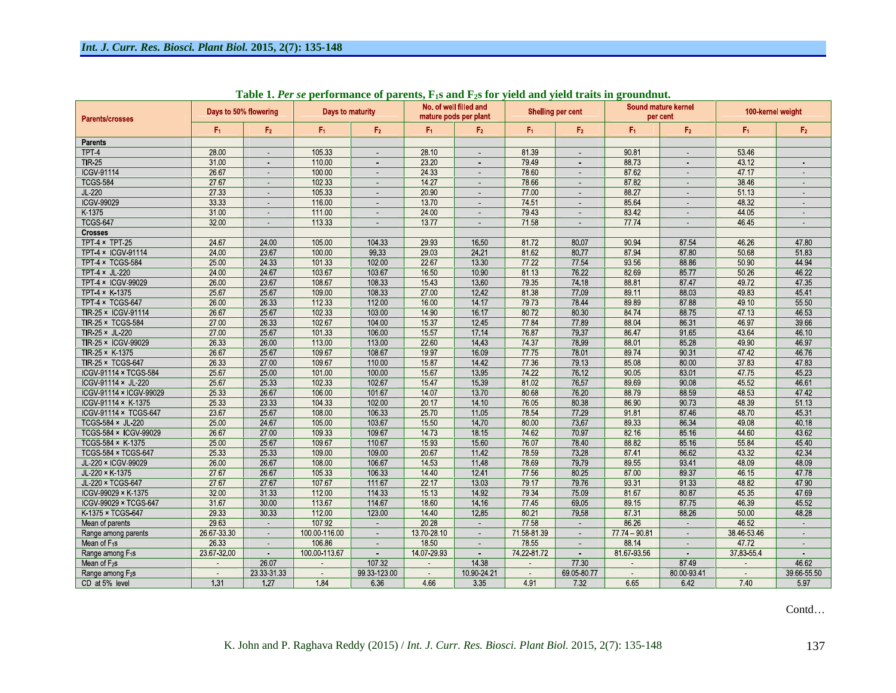**Table 1.** *Per se* **performance of parents, $F_1$s and $F_2$s for yield and yield traits in groundnut.**

| Parents/crosses | Days to 50% flowering | | Days to maturity | | No. of well filled and mature pods per plant | | Shelling per cent | | Sound mature kernel per cent | | 100-kernel weight | |
|---|---|---|---|---|---|---|---|---|---|---|---|---|
| | $F_1$ | $F_2$ | $F_1$ | $F_2$ | $F_1$ | $F_2$ | $F_1$ | $F_2$ | $F_1$ | $F_2$ | $F_1$ | $F_2$ |
| **Parents** | | | | | | | | | | | | |
| TPT-4 | 28.00 | - | 105.33 | - | 28.10 | - | 81.39 | - | 90.81 | - | 53.46 | |
| TIR-25 | 31.00 | - | 110.00 | - | 23.20 | - | 79.49 | - | 88.73 | - | 43.12 | - |
| ICGV-91114 | 26.67 | - | 100.00 | - | 24.33 | - | 78.60 | - | 87.62 | - | 47.17 | - |
| TCGS-584 | 27.67 | - | 102.33 | - | 14.27 | - | 78.66 | - | 87.82 | - | 38.46 | - |
| JL-220 | 27.33 | - | 105.33 | - | 20.90 | - | 77.00 | - | 88.27 | - | 51.13 | - |
| ICGV-99029 | 33.33 | - | 116.00 | - | 13.70 | - | 74.51 | - | 85.64 | - | 48.32 | - |
| K-1375 | 31.00 | - | 111.00 | - | 24.00 | - | 79.43 | - | 83.42 | - | 44.05 | - |
| TCGS-647 | 32.00 | - | 113.33 | - | 13.77 | - | 71.58 | - | 77.74 | - | 46.45 | - |
| **Crosses** | | | | | | | | | | | | |
| TPT-4 × TPT-25 | 24.67 | 24.00 | 105.00 | 104.33 | 29.93 | 16.50 | 81.72 | 80.07 | 90.94 | 87.54 | 46.26 | 47.80 |
| TPT-4 × ICGV-91114 | 24.00 | 23.67 | 100.00 | 99.33 | 29.03 | 24.21 | 81.62 | 80.77 | 87.94 | 87.80 | 50.68 | 51.83 |
| TPT-4 × TCGS-584 | 25.00 | 24.33 | 101.33 | 102.00 | 22.67 | 13.30 | 77.22 | 77.54 | 93.56 | 88.86 | 50.90 | 44.94 |
| TPT-4 × JL-220 | 24.00 | 24.67 | 103.67 | 103.67 | 16.50 | 10.90 | 81.13 | 76.22 | 82.69 | 85.77 | 50.26 | 46.22 |
| TPT-4 × ICGV-99029 | 26.00 | 23.67 | 108.67 | 108.33 | 15.43 | 13.60 | 79.35 | 74.18 | 88.81 | 87.47 | 49.72 | 47.35 |
| TPT-4 × K-1375 | 25.67 | 25.67 | 109.00 | 108.33 | 27.00 | 12.42 | 81.38 | 77.09 | 89.11 | 88.03 | 49.83 | 45.41 |
| TPT-4 × TCGS-647 | 26.00 | 26.33 | 112.33 | 112.00 | 16.00 | 14.17 | 79.73 | 78.44 | 89.89 | 87.88 | 49.10 | 55.50 |
| TIR-25 × ICGV-91114 | 26.67 | 25.67 | 102.33 | 103.00 | 14.90 | 16.17 | 80.72 | 80.30 | 84.74 | 88.75 | 47.13 | 46.53 |
| TIR-25 × TCGS-584 | 27.00 | 26.33 | 102.67 | 104.00 | 15.37 | 12.45 | 77.84 | 77.89 | 88.04 | 86.31 | 46.97 | 39.66 |
| TIR-25 × JL-220 | 27.00 | 25.67 | 101.33 | 106.00 | 15.57 | 17.14 | 76.87 | 79.37 | 86.47 | 91.65 | 43.64 | 46.10 |
| TIR-25 × ICGV-99029 | 26.33 | 26.00 | 113.00 | 113.00 | 22.60 | 14.43 | 74.37 | 78.99 | 88.01 | 85.28 | 49.90 | 46.97 |
| TIR-25 × K-1375 | 26.67 | 25.67 | 109.67 | 108.67 | 19.97 | 16.09 | 77.75 | 78.01 | 89.74 | 90.31 | 47.42 | 46.76 |
| TIR-25 × TCGS-647 | 26.33 | 27.00 | 109.67 | 110.00 | 15.87 | 14.42 | 77.36 | 79.13 | 85.08 | 80.00 | 37.83 | 47.83 |
| ICGV-91114 × TCGS-584 | 25.67 | 25.00 | 101.00 | 100.00 | 15.67 | 13.95 | 74.22 | 76.12 | 90.05 | 83.01 | 47.75 | 45.23 |
| ICGV-91114 × JL-220 | 25.67 | 25.33 | 102.33 | 102.67 | 15.47 | 15.39 | 81.02 | 76.57 | 89.69 | 90.08 | 45.52 | 46.61 |
| ICGV-91114 × ICGV-99029 | 25.33 | 26.67 | 106.00 | 101.67 | 14.07 | 13.70 | 80.68 | 76.20 | 88.79 | 88.59 | 48.53 | 47.42 |
| ICGV-91114 × K-1375 | 25.33 | 23.33 | 104.33 | 102.00 | 20.17 | 14.10 | 76.05 | 80.38 | 86.90 | 90.73 | 48.39 | 51.13 |
| ICGV-91114 × TCGS-647 | 23.67 | 25.67 | 108.00 | 106.33 | 25.70 | 11.05 | 78.54 | 77.29 | 91.81 | 87.46 | 48.70 | 45.31 |
| TCGS-584 × JL-220 | 25.00 | 24.67 | 105.00 | 103.67 | 15.50 | 14.70 | 80.00 | 73.67 | 89.33 | 86.34 | 49.08 | 40.18 |
| TCGS-584 × ICGV-99029 | 26.67 | 27.00 | 109.33 | 109.67 | 14.73 | 18.15 | 74.62 | 70.97 | 82.16 | 85.16 | 44.60 | 43.62 |
| TCGS-584 × K-1375 | 25.00 | 25.67 | 109.67 | 110.67 | 15.93 | 15.60 | 76.07 | 78.40 | 88.82 | 85.16 | 55.84 | 45.40 |
| TCGS-584 × TCGS-647 | 25.33 | 25.33 | 109.00 | 109.00 | 20.67 | 11.42 | 78.59 | 73.28 | 87.41 | 86.62 | 43.32 | 42.34 |
| JL-220 × ICGV-99029 | 26.00 | 26.67 | 108.00 | 106.67 | 14.53 | 11.48 | 78.69 | 79.79 | 89.55 | 93.41 | 48.09 | 48.09 |
| JL-220 × K-1375 | 27.67 | 26.67 | 105.33 | 106.33 | 14.40 | 12.41 | 77.56 | 80.25 | 87.00 | 89.37 | 46.15 | 47.78 |
| JL-220 × TCGS-647 | 27.67 | 27.67 | 107.67 | 111.67 | 22.17 | 13.03 | 79.17 | 79.76 | 93.31 | 91.33 | 48.82 | 47.90 |
| ICGV-99029 × K-1375 | 32.00 | 31.33 | 112.00 | 114.33 | 15.13 | 14.92 | 79.34 | 75.09 | 81.67 | 80.87 | 45.35 | 47.69 |
| ICGV-99029 × TCGS-647 | 31.67 | 30.00 | 113.67 | 114.67 | 18.60 | 14.16 | 77.45 | 69.05 | 89.15 | 87.75 | 46.39 | 45.52 |
| K-1375 × TCGS-647 | 29.33 | 30.33 | 112.00 | 123.00 | 14.40 | 12.85 | 80.21 | 79.58 | 87.31 | 88.26 | 50.00 | 48.28 |
| Mean of parents | 29.63 | - | 107.92 | - | 20.28 | - | 77.58 | - | 86.26 | - | 46.52 | - |
| Range among parents | 26.67-33.30 | - | 100.00-116.00 | - | 13.70-28.10 | - | 71.58-81.39 | - | 77.74 – 90.81 | - | 38.46-53.46 | - |
| Mean of $F_1$s | 26.33 | - | 106.86 | - | 18.50 | - | 78.55 | - | 88.14 | - | 47.72 | - |
| Range among $F_1$s | 23.67-32.00 | - | 100.00-113.67 | - | 14.07-29.93 | - | 74.22-81.72 | - | 81.67-93.56 | - | 37.83-55.4 | - |
| Mean of $F_2$s | - | 26.07 | - | 107.32 | - | 14.38 | - | 77.30 | - | 87.49 | - | 46.62 |
| Range among $F_2$s | - | 23.33-31.33 | - | 99.33-123.00 | - | 10.90-24.21 | - | 69.05-80.77 | - | 80.00-93.41 | - | 39.66-55.50 |
| CD at 5% level | 1.31 | 1.27 | 1.84 | 6.36 | 4.66 | 3.35 | 4.91 | 7.32 | 6.65 | 6.42 | 7.40 | 5.97 |

Contd…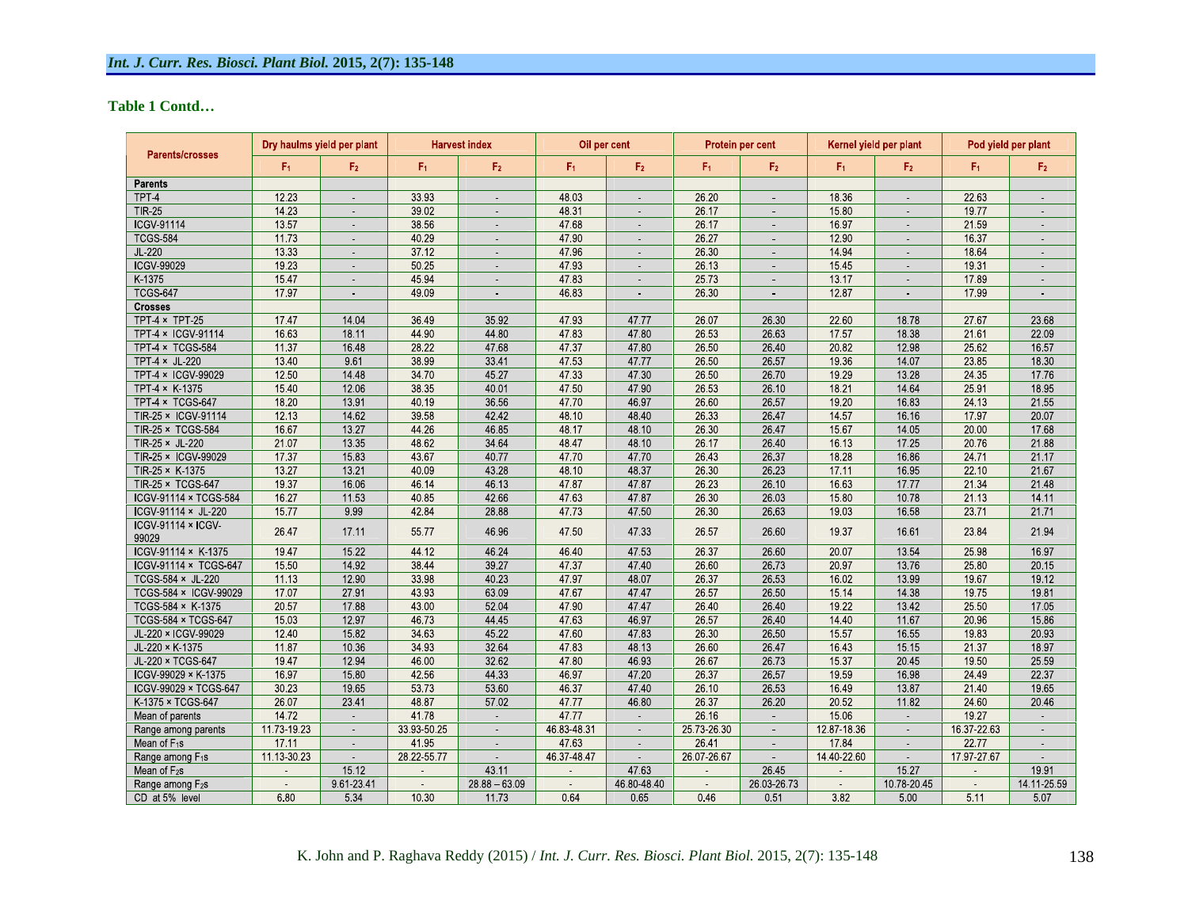**Table 1 Contd…**

| Parents/crosses | Dry haulms yield per plant | | Harvest index | | Oil per cent | | Protein per cent | | Kernel yield per plant | | Pod yield per plant | |
|---|---|---|---|---|---|---|---|---|---|---|---|---|
| | $F_1$ | $F_2$ | $F_1$ | $F_2$ | $F_1$ | $F_2$ | $F_1$ | $F_2$ | $F_1$ | $F_2$ | $F_1$ | $F_2$ |
| **Parents** | | | | | | | | | | | | |
| TPT-4 | 12.23 | - | 33.93 | - | 48.03 | - | 26.20 | - | 18.36 | - | 22.63 | - |
| TIR-25 | 14.23 | - | 39.02 | - | 48.31 | - | 26.17 | - | 15.80 | - | 19.77 | - |
| ICGV-91114 | 13.57 | - | 38.56 | - | 47.68 | - | 26.17 | - | 16.97 | - | 21.59 | - |
| TCGS-584 | 11.73 | - | 40.29 | - | 47.90 | - | 26.27 | - | 12.90 | - | 16.37 | - |
| JL-220 | 13.33 | - | 37.12 | - | 47.96 | - | 26.30 | - | 14.94 | - | 18.64 | - |
| ICGV-99029 | 19.23 | - | 50.25 | - | 47.93 | - | 26.13 | - | 15.45 | - | 19.31 | - |
| K-1375 | 15.47 | - | 45.94 | - | 47.83 | - | 25.73 | - | 13.17 | - | 17.89 | - |
| TCGS-647 | 17.97 | - | 49.09 | - | 46.83 | - | 26.30 | - | 12.87 | - | 17.99 | - |
| **Crosses** | | | | | | | | | | | | |
| TPT-4 × TPT-25 | 17.47 | 14.04 | 36.49 | 35.92 | 47.93 | 47.77 | 26.07 | 26.30 | 22.60 | 18.78 | 27.67 | 23.68 |
| TPT-4 × ICGV-91114 | 16.63 | 18.11 | 44.90 | 44.80 | 47.83 | 47.80 | 26.53 | 26.63 | 17.57 | 18.38 | 21.61 | 22.09 |
| TPT-4 × TCGS-584 | 11.37 | 16.48 | 28.22 | 47.68 | 47.37 | 47.80 | 26.50 | 26.40 | 20.82 | 12.98 | 25.62 | 16.57 |
| TPT-4 × JL-220 | 13.40 | 9.61 | 38.99 | 33.41 | 47.53 | 47.77 | 26.50 | 26.57 | 19.36 | 14.07 | 23.85 | 18.30 |
| TPT-4 × ICGV-99029 | 12.50 | 14.48 | 34.70 | 45.27 | 47.33 | 47.30 | 26.50 | 26.70 | 19.29 | 13.28 | 24.35 | 17.76 |
| TPT-4 × K-1375 | 15.40 | 12.06 | 38.35 | 40.01 | 47.50 | 47.90 | 26.53 | 26.10 | 18.21 | 14.64 | 25.91 | 18.95 |
| TPT-4 × TCGS-647 | 18.20 | 13.91 | 40.19 | 36.56 | 47.70 | 46.97 | 26.60 | 26.57 | 19.20 | 16.83 | 24.13 | 21.55 |
| TIR-25 × ICGV-91114 | 12.13 | 14.62 | 39.58 | 42.42 | 48.10 | 48.40 | 26.33 | 26.47 | 14.57 | 16.16 | 17.97 | 20.07 |
| TIR-25 × TCGS-584 | 16.67 | 13.27 | 44.26 | 46.85 | 48.17 | 48.10 | 26.30 | 26.47 | 15.67 | 14.05 | 20.00 | 17.68 |
| TIR-25 × JL-220 | 21.07 | 13.35 | 48.62 | 34.64 | 48.47 | 48.10 | 26.17 | 26.40 | 16.13 | 17.25 | 20.76 | 21.88 |
| TIR-25 × ICGV-99029 | 17.37 | 15.83 | 43.67 | 40.77 | 47.70 | 47.70 | 26.43 | 26.37 | 18.28 | 16.86 | 24.71 | 21.17 |
| TIR-25 × K-1375 | 13.27 | 13.21 | 40.09 | 43.28 | 48.10 | 48.37 | 26.30 | 26.23 | 17.11 | 16.95 | 22.10 | 21.67 |
| TIR-25 × TCGS-647 | 19.37 | 16.06 | 46.14 | 46.13 | 47.87 | 47.87 | 26.23 | 26.10 | 16.63 | 17.77 | 21.34 | 21.48 |
| ICGV-91114 × TCGS-584 | 16.27 | 11.53 | 40.85 | 42.66 | 47.63 | 47.87 | 26.30 | 26.03 | 15.80 | 10.78 | 21.13 | 14.11 |
| ICGV-91114 × JL-220 | 15.77 | 9.99 | 42.84 | 28.88 | 47.73 | 47.50 | 26.30 | 26.63 | 19.03 | 16.58 | 23.71 | 21.71 |
| ICGV-91114 × ICGV-99029 | 26.47 | 17.11 | 55.77 | 46.96 | 47.50 | 47.33 | 26.57 | 26.60 | 19.37 | 16.61 | 23.84 | 21.94 |
| ICGV-91114 × K-1375 | 19.47 | 15.22 | 44.12 | 46.24 | 46.40 | 47.53 | 26.37 | 26.60 | 20.07 | 13.54 | 25.98 | 16.97 |
| ICGV-91114 × TCGS-647 | 15.50 | 14.92 | 38.44 | 39.27 | 47.37 | 47.40 | 26.60 | 26.73 | 20.97 | 13.76 | 25.80 | 20.15 |
| TCGS-584 × JL-220 | 11.13 | 12.90 | 33.98 | 40.23 | 47.97 | 48.07 | 26.37 | 26.53 | 16.02 | 13.99 | 19.67 | 19.12 |
| TCGS-584 × ICGV-99029 | 17.07 | 27.91 | 43.93 | 63.09 | 47.67 | 47.47 | 26.57 | 26.50 | 15.14 | 14.38 | 19.75 | 19.81 |
| TCGS-584 × K-1375 | 20.57 | 17.88 | 43.00 | 52.04 | 47.90 | 47.47 | 26.40 | 26.40 | 19.22 | 13.42 | 25.50 | 17.05 |
| TCGS-584 × TCGS-647 | 15.03 | 12.97 | 46.73 | 44.45 | 47.63 | 46.97 | 26.57 | 26.40 | 14.40 | 11.67 | 20.96 | 15.86 |
| JL-220 × ICGV-99029 | 12.40 | 15.82 | 34.63 | 45.22 | 47.60 | 47.83 | 26.30 | 26.50 | 15.57 | 16.55 | 19.83 | 20.93 |
| JL-220 × K-1375 | 11.87 | 10.36 | 34.93 | 32.64 | 47.83 | 48.13 | 26.60 | 26.47 | 16.43 | 15.15 | 21.37 | 18.97 |
| JL-220 × TCGS-647 | 19.47 | 12.94 | 46.00 | 32.62 | 47.80 | 46.93 | 26.67 | 26.73 | 15.37 | 20.45 | 19.50 | 25.59 |
| ICGV-99029 × K-1375 | 16.97 | 15.80 | 42.56 | 44.33 | 46.97 | 47.20 | 26.37 | 26.57 | 19.59 | 16.98 | 24.49 | 22.37 |
| ICGV-99029 × TCGS-647 | 30.23 | 19.65 | 53.73 | 53.60 | 46.37 | 47.40 | 26.10 | 26.53 | 16.49 | 13.87 | 21.40 | 19.65 |
| K-1375 × TCGS-647 | 26.07 | 23.41 | 48.87 | 57.02 | 47.77 | 46.80 | 26.37 | 26.20 | 20.52 | 11.82 | 24.60 | 20.46 |
| Mean of parents | 14.72 | - | 41.78 | - | 47.77 | - | 26.16 | - | 15.06 | - | 19.27 | - |
| Range among parents | 11.73-19.23 | - | 33.93-50.25 | - | 46.83-48.31 | - | 25.73-26.30 | - | 12.87-18.36 | - | 16.37-22.63 | - |
| Mean of $F_1$s | 17.11 | - | 41.95 | - | 47.63 | - | 26.41 | - | 17.84 | - | 22.77 | - |
| Range among $F_1$s | 11.13-30.23 | - | 28.22-55.77 | - | 46.37-48.47 | - | 26.07-26.67 | - | 14.40-22.60 | - | 17.97-27.67 | - |
| Mean of $F_2$s | - | 15.12 | - | 43.11 | - | 47.63 | - | 26.45 | - | 15.27 | - | 19.91 |
| Range among $F_2$s | - | 9.61-23.41 | - | 28.88 – 63.09 | - | 46.80-48.40 | - | 26.03-26.73 | - | 10.78-20.45 | - | 14.11-25.59 |
| CD at 5% level | 6.80 | 5.34 | 10.30 | 11.73 | 0.64 | 0.65 | 0.46 | 0.51 | 3.82 | 5.00 | 5.11 | 5.07 |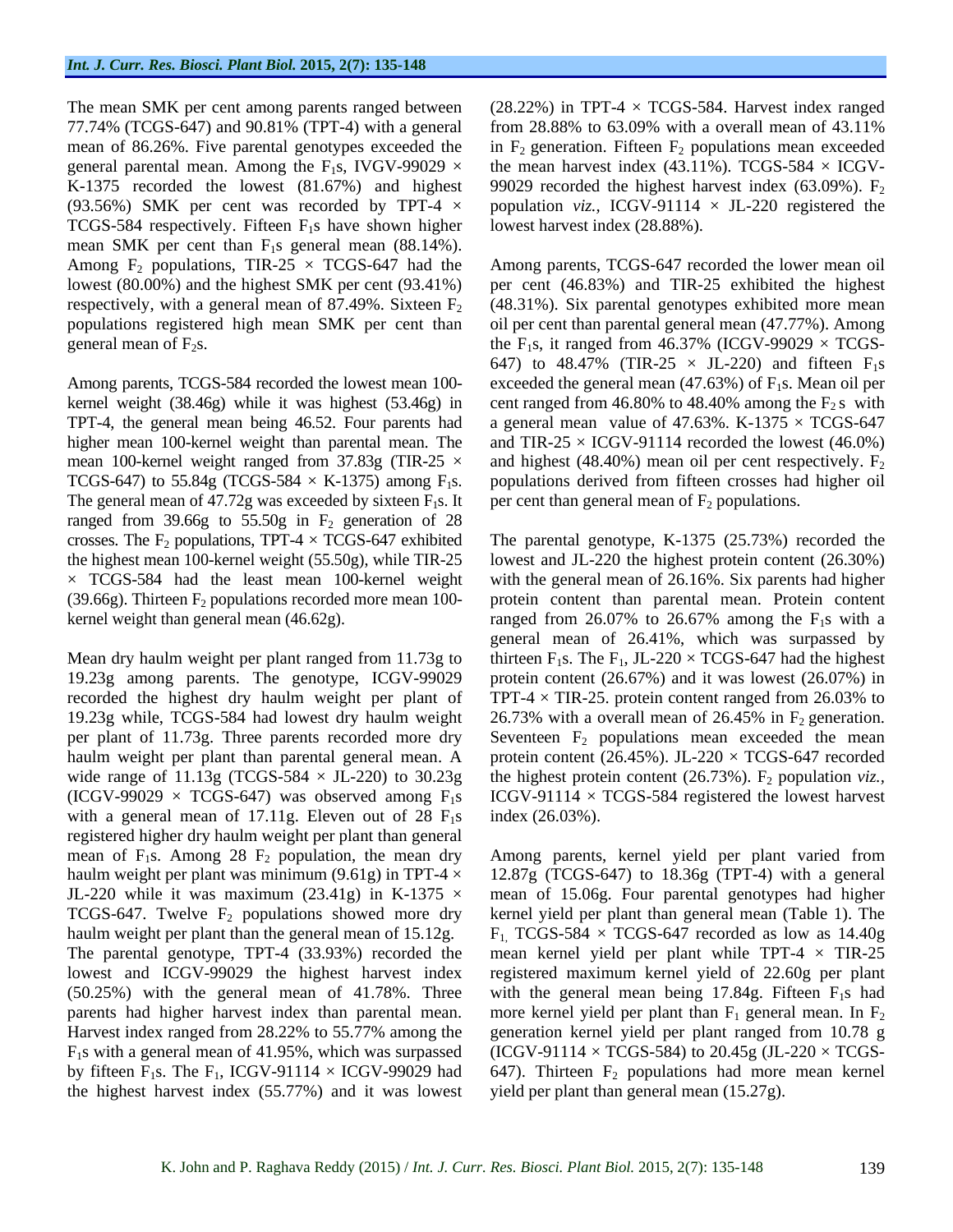The mean SMK per cent among parents ranged between 77.74% (TCGS-647) and 90.81% (TPT-4) with a general mean of 86.26%. Five parental genotypes exceeded the general parental mean. Among the $F_1$s, IVGV-99029 × K-1375 recorded the lowest (81.67%) and highest (93.56%) SMK per cent was recorded by TPT-4 × TCGS-584 respectively. Fifteen $F_1$s have shown higher mean SMK per cent than $F_1$s general mean (88.14%). Among $F_2$ populations, TIR-25 × TCGS-647 had the lowest (80.00%) and the highest SMK per cent (93.41%) respectively, with a general mean of 87.49%. Sixteen $F_2$ populations registered high mean SMK per cent than general mean of $F_2$s.

Among parents, TCGS-584 recorded the lowest mean 100-kernel weight (38.46g) while it was highest (53.46g) in TPT-4, the general mean being 46.52. Four parents had higher mean 100-kernel weight than parental mean. The mean 100-kernel weight ranged from 37.83g (TIR-25 × TCGS-647) to 55.84g (TCGS-584 × K-1375) among $F_1$s. The general mean of 47.72g was exceeded by sixteen $F_1$s. It ranged from 39.66g to 55.50g in $F_2$ generation of 28 crosses. The $F_2$ populations, TPT-4 × TCGS-647 exhibited the highest mean 100-kernel weight (55.50g), while TIR-25 × TCGS-584 had the least mean 100-kernel weight (39.66g). Thirteen $F_2$ populations recorded more mean 100-kernel weight than general mean (46.62g).

Mean dry haulm weight per plant ranged from 11.73g to 19.23g among parents. The genotype, ICGV-99029 recorded the highest dry haulm weight per plant of 19.23g while, TCGS-584 had lowest dry haulm weight per plant of 11.73g. Three parents recorded more dry haulm weight per plant than parental general mean. A wide range of 11.13g (TCGS-584 × JL-220) to 30.23g (ICGV-99029 × TCGS-647) was observed among $F_1$s with a general mean of 17.11g. Eleven out of 28 $F_1$s registered higher dry haulm weight per plant than general mean of $F_1$s. Among 28 $F_2$ population, the mean dry haulm weight per plant was minimum (9.61g) in TPT-4 × JL-220 while it was maximum (23.41g) in K-1375 × TCGS-647. Twelve $F_2$ populations showed more dry haulm weight per plant than the general mean of 15.12g. The parental genotype, TPT-4 (33.93%) recorded the lowest and ICGV-99029 the highest harvest index (50.25%) with the general mean of 41.78%. Three parents had higher harvest index than parental mean. Harvest index ranged from 28.22% to 55.77% among the $F_1$s with a general mean of 41.95%, which was surpassed by fifteen $F_1$s. The $F_1$, ICGV-91114 × ICGV-99029 had the highest harvest index (55.77%) and it was lowest (28.22%) in TPT-4 × TCGS-584. Harvest index ranged from 28.88% to 63.09% with a overall mean of 43.11% in $F_2$ generation. Fifteen $F_2$ populations mean exceeded the mean harvest index (43.11%). TCGS-584 × ICGV-99029 recorded the highest harvest index (63.09%). $F_2$ population *viz.*, ICGV-91114 × JL-220 registered the lowest harvest index (28.88%).

Among parents, TCGS-647 recorded the lower mean oil per cent (46.83%) and TIR-25 exhibited the highest (48.31%). Six parental genotypes exhibited more mean oil per cent than parental general mean (47.77%). Among the $F_1$s, it ranged from 46.37% (ICGV-99029 × TCGS-647) to 48.47% (TIR-25 × JL-220) and fifteen $F_1$s exceeded the general mean (47.63%) of $F_1$s. Mean oil per cent ranged from 46.80% to 48.40% among the $F_2$s with a general mean value of 47.63%. K-1375 × TCGS-647 and TIR-25 × ICGV-91114 recorded the lowest (46.0%) and highest (48.40%) mean oil per cent respectively. $F_2$ populations derived from fifteen crosses had higher oil per cent than general mean of $F_2$ populations.

The parental genotype, K-1375 (25.73%) recorded the lowest and JL-220 the highest protein content (26.30%) with the general mean of 26.16%. Six parents had higher protein content than parental mean. Protein content ranged from 26.07% to 26.67% among the $F_1$s with a general mean of 26.41%, which was surpassed by thirteen $F_1$s. The $F_1$, JL-220 × TCGS-647 had the highest protein content (26.67%) and it was lowest (26.07%) in TPT-4 × TIR-25. protein content ranged from 26.03% to 26.73% with a overall mean of 26.45% in $F_2$ generation. Seventeen $F_2$ populations mean exceeded the mean protein content (26.45%). JL-220 × TCGS-647 recorded the highest protein content (26.73%). $F_2$ population *viz.*, ICGV-91114 × TCGS-584 registered the lowest harvest index (26.03%).

Among parents, kernel yield per plant varied from 12.87g (TCGS-647) to 18.36g (TPT-4) with a general mean of 15.06g. Four parental genotypes had higher kernel yield per plant than general mean (Table 1). The $F_1$, TCGS-584 × TCGS-647 recorded as low as 14.40g mean kernel yield per plant while TPT-4 × TIR-25 registered maximum kernel yield of 22.60g per plant with the general mean being 17.84g. Fifteen $F_1$s had more kernel yield per plant than $F_1$ general mean. In $F_2$ generation kernel yield per plant ranged from 10.78 g (ICGV-91114 × TCGS-584) to 20.45g (JL-220 × TCGS-647). Thirteen $F_2$ populations had more mean kernel yield per plant than general mean (15.27g).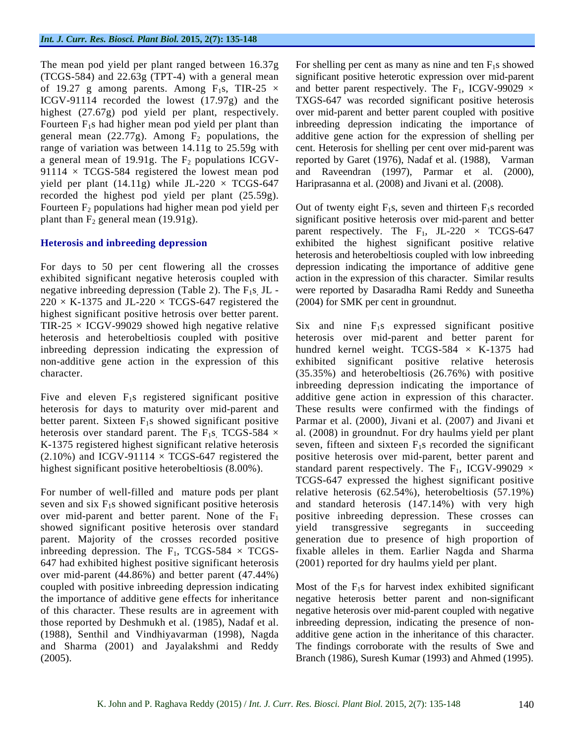The mean pod yield per plant ranged between 16.37g (TCGS-584) and 22.63g (TPT-4) with a general mean of 19.27 g among parents. Among $F_1$s, TIR-25 × ICGV-91114 recorded the lowest (17.97g) and the highest (27.67g) pod yield per plant, respectively. Fourteen $F_1$s had higher mean pod yield per plant than general mean (22.77g). Among $F_2$ populations, the range of variation was between 14.11g to 25.59g with a general mean of 19.91g. The $F_2$ populations ICGV-91114 × TCGS-584 registered the lowest mean pod yield per plant (14.11g) while JL-220 × TCGS-647 recorded the highest pod yield per plant (25.59g). Fourteen $F_2$ populations had higher mean pod yield per plant than $F_2$ general mean (19.91g).

## Heterosis and inbreeding depression

For days to 50 per cent flowering all the crosses exhibited significant negative heterosis coupled with negative inbreeding depression (Table 2). The $F_1$s, JL - 220 × K-1375 and JL-220 × TCGS-647 registered the highest significant positive hetrosis over better parent. TIR-25 × ICGV-99029 showed high negative relative heterosis and heterobeltiosis coupled with positive inbreeding depression indicating the expression of non-additive gene action in the expression of this character.

Five and eleven $F_1$s registered significant positive heterosis for days to maturity over mid-parent and better parent. Sixteen $F_1$s showed significant positive heterosis over standard parent. The $F_1$s, TCGS-584 × K-1375 registered highest significant relative heterosis (2.10%) and ICGV-91114 × TCGS-647 registered the highest significant positive heterobeltiosis (8.00%).

For number of well-filled and mature pods per plant seven and six $F_1$s showed significant positive heterosis over mid-parent and better parent. None of the $F_1$ showed significant positive heterosis over standard parent. Majority of the crosses recorded positive inbreeding depression. The $F_1$, TCGS-584 × TCGS-647 had exhibited highest positive significant heterosis over mid-parent (44.86%) and better parent (47.44%) coupled with positive inbreeding depression indicating the importance of additive gene effects for inheritance of this character. These results are in agreement with those reported by Deshmukh et al. (1985), Nadaf et al. (1988), Senthil and Vindhiyavarman (1998), Nagda and Sharma (2001) and Jayalakshmi and Reddy (2005).

For shelling per cent as many as nine and ten $F_1$s showed significant positive heterotic expression over mid-parent and better parent respectively. The $F_1$, ICGV-99029 × TXGS-647 was recorded significant positive heterosis over mid-parent and better parent coupled with positive inbreeding depression indicating the importance of additive gene action for the expression of shelling per cent. Heterosis for shelling per cent over mid-parent was reported by Garet (1976), Nadaf et al. (1988), Varman and Raveendran (1997), Parmar et al. (2000), Hariprasanna et al. (2008) and Jivani et al. (2008).

Out of twenty eight $F_1$s, seven and thirteen $F_1$s recorded significant positive heterosis over mid-parent and better parent respectively. The $F_1$, JL-220 × TCGS-647 exhibited the highest significant positive relative heterosis and heterobeltiosis coupled with low inbreeding depression indicating the importance of additive gene action in the expression of this character. Similar results were reported by Dasaradha Rami Reddy and Suneetha (2004) for SMK per cent in groundnut.

Six and nine $F_1$s expressed significant positive heterosis over mid-parent and better parent for hundred kernel weight. TCGS-584 × K-1375 had exhibited significant positive relative heterosis (35.35%) and heterobeltiosis (26.76%) with positive inbreeding depression indicating the importance of additive gene action in expression of this character. These results were confirmed with the findings of Parmar et al. (2000), Jivani et al. (2007) and Jivani et al. (2008) in groundnut. For dry haulms yield per plant seven, fifteen and sixteen $F_1$s recorded the significant positive heterosis over mid-parent, better parent and standard parent respectively. The $F_1$, ICGV-99029 × TCGS-647 expressed the highest significant positive relative heterosis (62.54%), heterobeltiosis (57.19%) and standard heterosis (147.14%) with very high positive inbreeding depression. These crosses can yield transgressive segregants in succeeding generation due to presence of high proportion of fixable alleles in them. Earlier Nagda and Sharma (2001) reported for dry haulms yield per plant.

Most of the $F_1$s for harvest index exhibited significant negative heterosis better parent and non-significant negative heterosis over mid-parent coupled with negative inbreeding depression, indicating the presence of non-additive gene action in the inheritance of this character. The findings corroborate with the results of Swe and Branch (1986), Suresh Kumar (1993) and Ahmed (1995).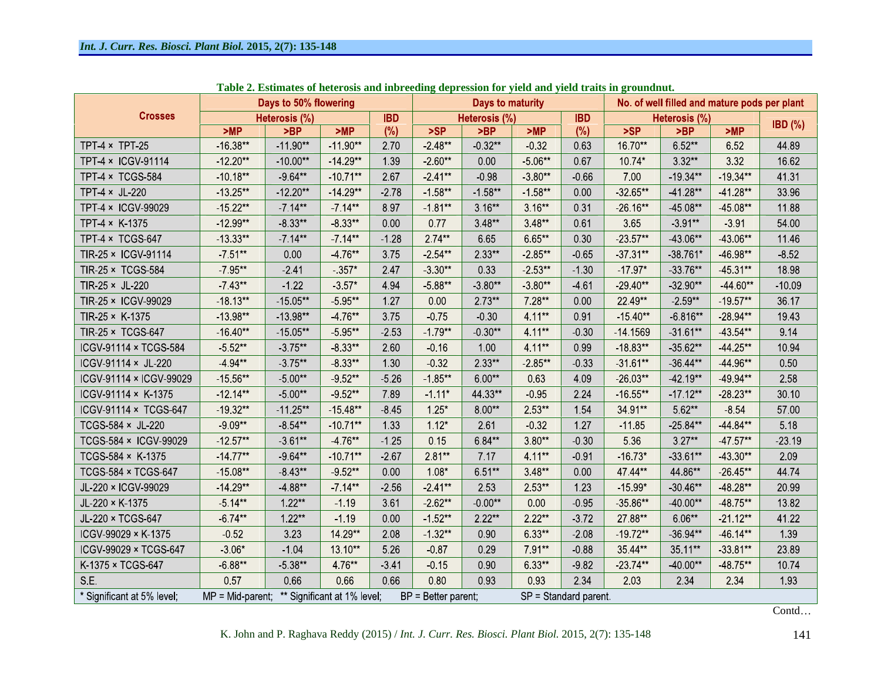**Table 2. Estimates of heterosis and inbreeding depression for yield and yield traits in groundnut.**

| Crosses | Days to 50% flowering | | | | Days to maturity | | | | No. of well filled and mature pods per plant | | | |
|---|---|---|---|---|---|---|---|---|---|---|---|---|
| | Heterosis (%) | | | IBD | Heterosis (%) | | | IBD | Heterosis (%) | | | IBD (%) |
| | >MP | >BP | >MP | (%) | >SP | >BP | >MP | (%) | >SP | >BP | >MP | |
| TPT-4 × TPT-25 | -16.38** | -11.90** | -11.90** | 2.70 | -2.48** | -0.32** | -0.32 | 0.63 | 16.70** | 6.52** | 6.52 | 44.89 |
| TPT-4 × ICGV-91114 | -12.20** | -10.00** | -14.29** | 1.39 | -2.60** | 0.00 | -5.06** | 0.67 | 10.74* | 3.32** | 3.32 | 16.62 |
| TPT-4 × TCGS-584 | -10.18** | -9.64** | -10.71** | 2.67 | -2.41** | -0.98 | -3.80** | -0.66 | 7.00 | -19.34** | -19.34** | 41.31 |
| TPT-4 × JL-220 | -13.25** | -12.20** | -14.29** | -2.78 | -1.58** | -1.58** | -1.58** | 0.00 | -32.65** | -41.28** | -41.28** | 33.96 |
| TPT-4 × ICGV-99029 | -15.22** | -7.14** | -7.14** | 8.97 | -1.81** | 3.16** | 3.16** | 0.31 | -26.16** | -45.08** | -45.08** | 11.88 |
| TPT-4 × K-1375 | -12.99** | -8.33** | -8.33** | 0.00 | 0.77 | 3.48** | 3.48** | 0.61 | 3.65 | -3.91** | -3.91 | 54.00 |
| TPT-4 × TCGS-647 | -13.33** | -7.14** | -7.14** | -1.28 | 2.74** | 6.65 | 6.65** | 0.30 | -23.57** | -43.06** | -43.06** | 11.46 |
| TIR-25 × ICGV-91114 | -7.51** | 0.00 | -4.76** | 3.75 | -2.54** | 2.33** | -2.85** | -0.65 | -37.31** | -38.761* | -46.98** | -8.52 |
| TIR-25 × TCGS-584 | -7.95** | -2.41 | -.357* | 2.47 | -3.30** | 0.33 | -2.53** | -1.30 | -17.97* | -33.76** | -45.31** | 18.98 |
| TIR-25 × JL-220 | -7.43** | -1.22 | -3.57* | 4.94 | -5.88** | -3.80** | -3.80** | -4.61 | -29.40** | -32.90** | -44.60** | -10.09 |
| TIR-25 × ICGV-99029 | -18.13** | -15.05** | -5.95** | 1.27 | 0.00 | 2.73** | 7.28** | 0.00 | 22.49** | -2.59** | -19.57** | 36.17 |
| TIR-25 × K-1375 | -13.98** | -13.98** | -4.76** | 3.75 | -0.75 | -0.30 | 4.11** | 0.91 | -15.40** | -6.816** | -28.94** | 19.43 |
| TIR-25 × TCGS-647 | -16.40** | -15.05** | -5.95** | -2.53 | -1.79** | -0.30** | 4.11** | -0.30 | -14.1569 | -31.61** | -43.54** | 9.14 |
| ICGV-91114 × TCGS-584 | -5.52** | -3.75** | -8.33** | 2.60 | -0.16 | 1.00 | 4.11** | 0.99 | -18.83** | -35.62** | -44.25** | 10.94 |
| ICGV-91114 × JL-220 | -4.94** | -3.75** | -8.33** | 1.30 | -0.32 | 2.33** | -2.85** | -0.33 | -31.61** | -36.44** | -44.96** | 0.50 |
| ICGV-91114 × ICGV-99029 | -15.56** | -5.00** | -9.52** | -5.26 | -1.85** | 6.00** | 0.63 | 4.09 | -26.03** | -42.19** | -49.94** | 2.58 |
| ICGV-91114 × K-1375 | -12.14** | -5.00** | -9.52** | 7.89 | -1.11* | 44.33** | -0.95 | 2.24 | -16.55** | -17.12** | -28.23** | 30.10 |
| ICGV-91114 × TCGS-647 | -19.32** | -11.25** | -15.48** | -8.45 | 1.25* | 8.00** | 2.53** | 1.54 | 34.91** | 5.62** | -8.54 | 57.00 |
| TCGS-584 × JL-220 | -9.09** | -8.54** | -10.71** | 1.33 | 1.12* | 2.61 | -0.32 | 1.27 | -11.85 | -25.84** | -44.84** | 5.18 |
| TCGS-584 × ICGV-99029 | -12.57** | -3.61** | -4.76** | -1.25 | 0.15 | 6.84** | 3.80** | -0.30 | 5.36 | 3.27** | -47.57** | -23.19 |
| TCGS-584 × K-1375 | -14.77** | -9.64** | -10.71** | -2.67 | 2.81** | 7.17 | 4.11** | -0.91 | -16.73* | -33.61** | -43.30** | 2.09 |
| TCGS-584 × TCGS-647 | -15.08** | -8.43** | -9.52** | 0.00 | 1.08* | 6.51** | 3.48** | 0.00 | 47.44** | 44.86** | -26.45** | 44.74 |
| JL-220 × ICGV-99029 | -14.29** | -4.88** | -7.14** | -2.56 | -2.41** | 2.53 | 2.53** | 1.23 | -15.99* | -30.46** | -48.28** | 20.99 |
| JL-220 × K-1375 | -5.14** | 1.22** | -1.19 | 3.61 | -2.62** | -0.00** | 0.00 | -0.95 | -35.86** | -40.00** | -48.75** | 13.82 |
| JL-220 × TCGS-647 | -6.74** | 1.22** | -1.19 | 0.00 | -1.52** | 2.22** | 2.22** | -3.72 | 27.88** | 6.06** | -21.12** | 41.22 |
| ICGV-99029 × K-1375 | -0.52 | 3.23 | 14.29** | 2.08 | -1.32** | 0.90 | 6.33** | -2.08 | -19.72** | -36.94** | -46.14** | 1.39 |
| ICGV-99029 × TCGS-647 | -3.06* | -1.04 | 13.10** | 5.26 | -0.87 | 0.29 | 7.91** | -0.88 | 35.44** | 35.11** | -33.81** | 23.89 |
| K-1375 × TCGS-647 | -6.88** | -5.38** | 4.76** | -3.41 | -0.15 | 0.90 | 6.33** | -9.82 | -23.74** | -40.00** | -48.75** | 10.74 |
| S.E. | 0.57 | 0.66 | 0.66 | 0.66 | 0.80 | 0.93 | 0.93 | 2.34 | 2.03 | 2.34 | 2.34 | 1.93 |

* Significant at 5% level; MP = Mid-parent; ** Significant at 1% level; BP = Better parent; SP = Standard parent.

Contd…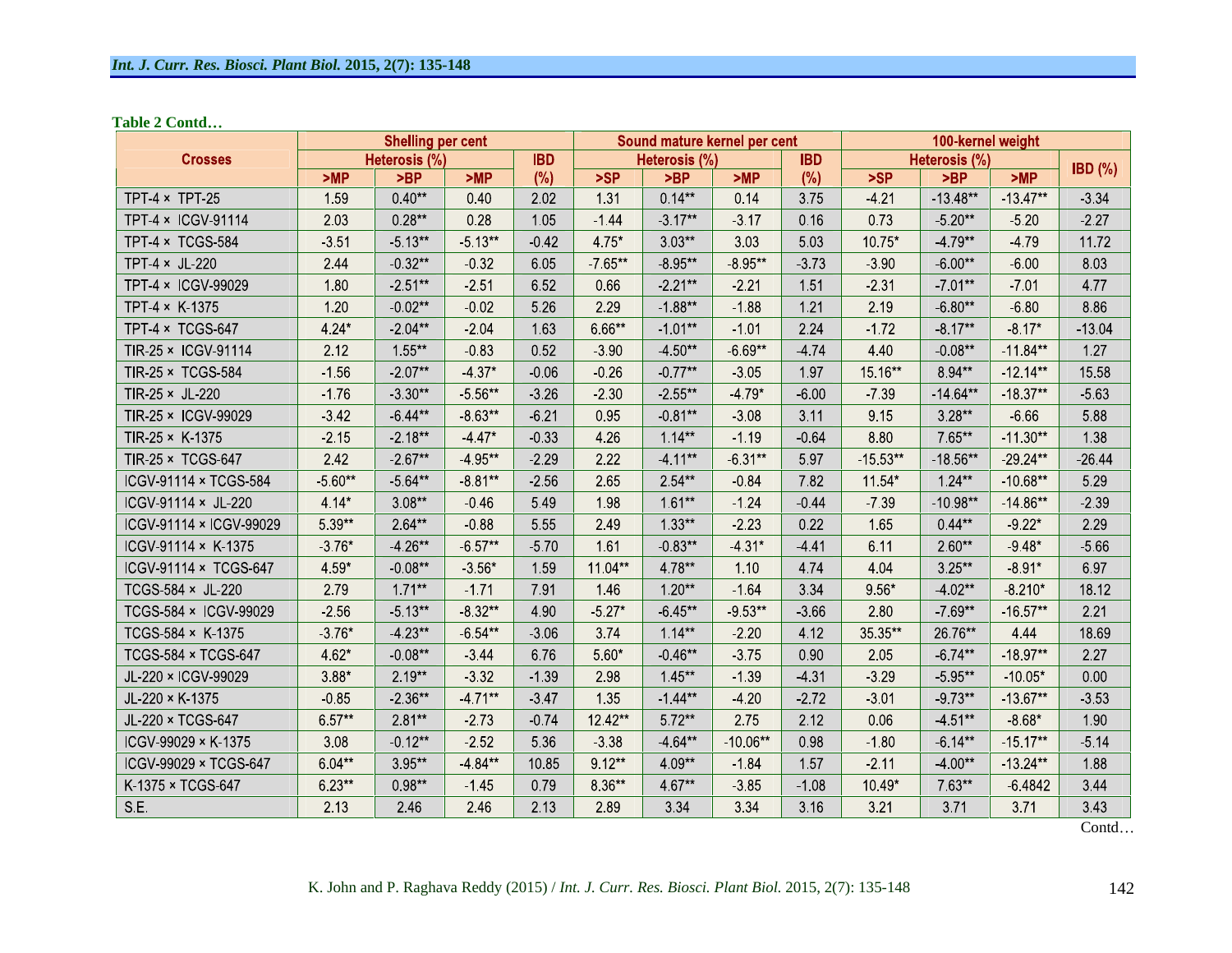**Table 2 Contd…**

| Crosses | Shelling per cent | | | | Sound mature kernel per cent | | | | 100-kernel weight | | | |
|---|---|---|---|---|---|---|---|---|---|---|---|---|
| | Heterosis (%) | | | IBD | Heterosis (%) | | | IBD | Heterosis (%) | | | IBD (%) |
| | >MP | >BP | >MP | (%) | >SP | >BP | >MP | (%) | >SP | >BP | >MP | |
| TPT-4 × TPT-25 | 1.59 | 0.40** | 0.40 | 2.02 | 1.31 | 0.14** | 0.14 | 3.75 | -4.21 | -13.48** | -13.47** | -3.34 |
| TPT-4 × ICGV-91114 | 2.03 | 0.28** | 0.28 | 1.05 | -1.44 | -3.17** | -3.17 | 0.16 | 0.73 | -5.20** | -5.20 | -2.27 |
| TPT-4 × TCGS-584 | -3.51 | -5.13** | -5.13** | -0.42 | 4.75* | 3.03** | 3.03 | 5.03 | 10.75* | -4.79** | -4.79 | 11.72 |
| TPT-4 × JL-220 | 2.44 | -0.32** | -0.32 | 6.05 | -7.65** | -8.95** | -8.95** | -3.73 | -3.90 | -6.00** | -6.00 | 8.03 |
| TPT-4 × ICGV-99029 | 1.80 | -2.51** | -2.51 | 6.52 | 0.66 | -2.21** | -2.21 | 1.51 | -2.31 | -7.01** | -7.01 | 4.77 |
| TPT-4 × K-1375 | 1.20 | -0.02** | -0.02 | 5.26 | 2.29 | -1.88** | -1.88 | 1.21 | 2.19 | -6.80** | -6.80 | 8.86 |
| TPT-4 × TCGS-647 | 4.24* | -2.04** | -2.04 | 1.63 | 6.66** | -1.01** | -1.01 | 2.24 | -1.72 | -8.17** | -8.17* | -13.04 |
| TIR-25 × ICGV-91114 | 2.12 | 1.55** | -0.83 | 0.52 | -3.90 | -4.50** | -6.69** | -4.74 | 4.40 | -0.08** | -11.84** | 1.27 |
| TIR-25 × TCGS-584 | -1.56 | -2.07** | -4.37* | -0.06 | -0.26 | -0.77** | -3.05 | 1.97 | 15.16** | 8.94** | -12.14** | 15.58 |
| TIR-25 × JL-220 | -1.76 | -3.30** | -5.56** | -3.26 | -2.30 | -2.55** | -4.79* | -6.00 | -7.39 | -14.64** | -18.37** | -5.63 |
| TIR-25 × ICGV-99029 | -3.42 | -6.44** | -8.63** | -6.21 | 0.95 | -0.81** | -3.08 | 3.11 | 9.15 | 3.28** | -6.66 | 5.88 |
| TIR-25 × K-1375 | -2.15 | -2.18** | -4.47* | -0.33 | 4.26 | 1.14** | -1.19 | -0.64 | 8.80 | 7.65** | -11.30** | 1.38 |
| TIR-25 × TCGS-647 | 2.42 | -2.67** | -4.95** | -2.29 | 2.22 | -4.11** | -6.31** | 5.97 | -15.53** | -18.56** | -29.24** | -26.44 |
| ICGV-91114 × TCGS-584 | -5.60** | -5.64** | -8.81** | -2.56 | 2.65 | 2.54** | -0.84 | 7.82 | 11.54* | 1.24** | -10.68** | 5.29 |
| ICGV-91114 × JL-220 | 4.14* | 3.08** | -0.46 | 5.49 | 1.98 | 1.61** | -1.24 | -0.44 | -7.39 | -10.98** | -14.86** | -2.39 |
| ICGV-91114 × ICGV-99029 | 5.39** | 2.64** | -0.88 | 5.55 | 2.49 | 1.33** | -2.23 | 0.22 | 1.65 | 0.44** | -9.22* | 2.29 |
| ICGV-91114 × K-1375 | -3.76* | -4.26** | -6.57** | -5.70 | 1.61 | -0.83** | -4.31* | -4.41 | 6.11 | 2.60** | -9.48* | -5.66 |
| ICGV-91114 × TCGS-647 | 4.59* | -0.08** | -3.56* | 1.59 | 11.04** | 4.78** | 1.10 | 4.74 | 4.04 | 3.25** | -8.91* | 6.97 |
| TCGS-584 × JL-220 | 2.79 | 1.71** | -1.71 | 7.91 | 1.46 | 1.20** | -1.64 | 3.34 | 9.56* | -4.02** | -8.210* | 18.12 |
| TCGS-584 × ICGV-99029 | -2.56 | -5.13** | -8.32** | 4.90 | -5.27* | -6.45** | -9.53** | -3.66 | 2.80 | -7.69** | -16.57** | 2.21 |
| TCGS-584 × K-1375 | -3.76* | -4.23** | -6.54** | -3.06 | 3.74 | 1.14** | -2.20 | 4.12 | 35.35** | 26.76** | 4.44 | 18.69 |
| TCGS-584 × TCGS-647 | 4.62* | -0.08** | -3.44 | 6.76 | 5.60* | -0.46** | -3.75 | 0.90 | 2.05 | -6.74** | -18.97** | 2.27 |
| JL-220 × ICGV-99029 | 3.88* | 2.19** | -3.32 | -1.39 | 2.98 | 1.45** | -1.39 | -4.31 | -3.29 | -5.95** | -10.05* | 0.00 |
| JL-220 × K-1375 | -0.85 | -2.36** | -4.71** | -3.47 | 1.35 | -1.44** | -4.20 | -2.72 | -3.01 | -9.73** | -13.67** | -3.53 |
| JL-220 × TCGS-647 | 6.57** | 2.81** | -2.73 | -0.74 | 12.42** | 5.72** | 2.75 | 2.12 | 0.06 | -4.51** | -8.68* | 1.90 |
| ICGV-99029 × K-1375 | 3.08 | -0.12** | -2.52 | 5.36 | -3.38 | -4.64** | -10.06** | 0.98 | -1.80 | -6.14** | -15.17** | -5.14 |
| ICGV-99029 × TCGS-647 | 6.04** | 3.95** | -4.84** | 10.85 | 9.12** | 4.09** | -1.84 | 1.57 | -2.11 | -4.00** | -13.24** | 1.88 |
| K-1375 × TCGS-647 | 6.23** | 0.98** | -1.45 | 0.79 | 8.36** | 4.67** | -3.85 | -1.08 | 10.49* | 7.63** | -6.4842 | 3.44 |
| S.E. | 2.13 | 2.46 | 2.46 | 2.13 | 2.89 | 3.34 | 3.34 | 3.16 | 3.21 | 3.71 | 3.71 | 3.43 |

Contd…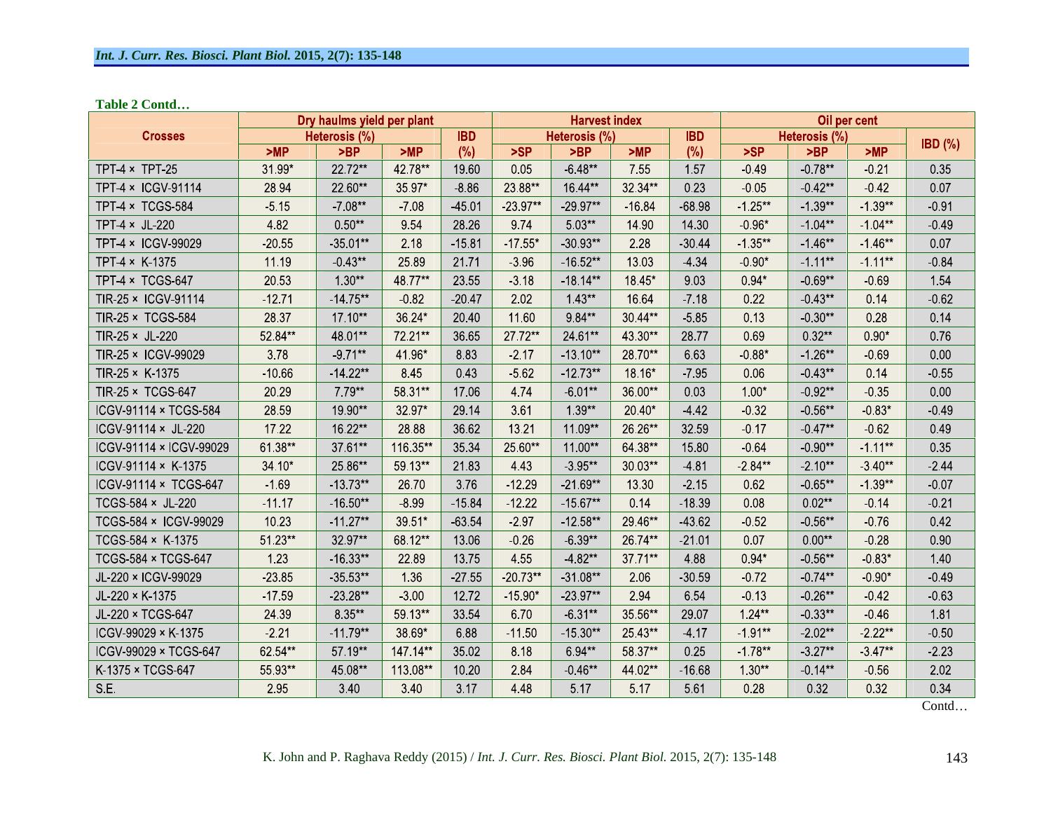**Table 2 Contd…**

| Crosses | Dry haulms yield per plant | | | | Harvest index | | | | Oil per cent | | | |
|---|---|---|---|---|---|---|---|---|---|---|---|---|
| | Heterosis (%) | | | IBD | Heterosis (%) | | | IBD | Heterosis (%) | | | IBD (%) |
| | >MP | >BP | >MP | (%) | >SP | >BP | >MP | (%) | >SP | >BP | >MP | |
| TPT-4 × TPT-25 | 31.99* | 22.72** | 42.78** | 19.60 | 0.05 | -6.48** | 7.55 | 1.57 | -0.49 | -0.78** | -0.21 | 0.35 |
| TPT-4 × ICGV-91114 | 28.94 | 22.60** | 35.97* | -8.86 | 23.88** | 16.44** | 32.34** | 0.23 | -0.05 | -0.42** | -0.42 | 0.07 |
| TPT-4 × TCGS-584 | -5.15 | -7.08** | -7.08 | -45.01 | -23.97** | -29.97** | -16.84 | -68.98 | -1.25** | -1.39** | -1.39** | -0.91 |
| TPT-4 × JL-220 | 4.82 | 0.50** | 9.54 | 28.26 | 9.74 | 5.03** | 14.90 | 14.30 | -0.96* | -1.04** | -1.04** | -0.49 |
| TPT-4 × ICGV-99029 | -20.55 | -35.01** | 2.18 | -15.81 | -17.55* | -30.93** | 2.28 | -30.44 | -1.35** | -1.46** | -1.46** | 0.07 |
| TPT-4 × K-1375 | 11.19 | -0.43** | 25.89 | 21.71 | -3.96 | -16.52** | 13.03 | -4.34 | -0.90* | -1.11** | -1.11** | -0.84 |
| TPT-4 × TCGS-647 | 20.53 | 1.30** | 48.77** | 23.55 | -3.18 | -18.14** | 18.45* | 9.03 | 0.94* | -0.69** | -0.69 | 1.54 |
| TIR-25 × ICGV-91114 | -12.71 | -14.75** | -0.82 | -20.47 | 2.02 | 1.43** | 16.64 | -7.18 | 0.22 | -0.43** | 0.14 | -0.62 |
| TIR-25 × TCGS-584 | 28.37 | 17.10** | 36.24* | 20.40 | 11.60 | 9.84** | 30.44** | -5.85 | 0.13 | -0.30** | 0.28 | 0.14 |
| TIR-25 × JL-220 | 52.84** | 48.01** | 72.21** | 36.65 | 27.72** | 24.61** | 43.30** | 28.77 | 0.69 | 0.32** | 0.90* | 0.76 |
| TIR-25 × ICGV-99029 | 3.78 | -9.71** | 41.96* | 8.83 | -2.17 | -13.10** | 28.70** | 6.63 | -0.88* | -1.26** | -0.69 | 0.00 |
| TIR-25 × K-1375 | -10.66 | -14.22** | 8.45 | 0.43 | -5.62 | -12.73** | 18.16* | -7.95 | 0.06 | -0.43** | 0.14 | -0.55 |
| TIR-25 × TCGS-647 | 20.29 | 7.79** | 58.31** | 17.06 | 4.74 | -6.01** | 36.00** | 0.03 | 1.00* | -0.92** | -0.35 | 0.00 |
| ICGV-91114 × TCGS-584 | 28.59 | 19.90** | 32.97* | 29.14 | 3.61 | 1.39** | 20.40* | -4.42 | -0.32 | -0.56** | -0.83* | -0.49 |
| ICGV-91114 × JL-220 | 17.22 | 16.22** | 28.88 | 36.62 | 13.21 | 11.09** | 26.26** | 32.59 | -0.17 | -0.47** | -0.62 | 0.49 |
| ICGV-91114 × ICGV-99029 | 61.38** | 37.61** | 116.35** | 35.34 | 25.60** | 11.00** | 64.38** | 15.80 | -0.64 | -0.90** | -1.11** | 0.35 |
| ICGV-91114 × K-1375 | 34.10* | 25.86** | 59.13** | 21.83 | 4.43 | -3.95** | 30.03** | -4.81 | -2.84** | -2.10** | -3.40** | -2.44 |
| ICGV-91114 × TCGS-647 | -1.69 | -13.73** | 26.70 | 3.76 | -12.29 | -21.69** | 13.30 | -2.15 | 0.62 | -0.65** | -1.39** | -0.07 |
| TCGS-584 × JL-220 | -11.17 | -16.50** | -8.99 | -15.84 | -12.22 | -15.67** | 0.14 | -18.39 | 0.08 | 0.02** | -0.14 | -0.21 |
| TCGS-584 × ICGV-99029 | 10.23 | -11.27** | 39.51* | -63.54 | -2.97 | -12.58** | 29.46** | -43.62 | -0.52 | -0.56** | -0.76 | 0.42 |
| TCGS-584 × K-1375 | 51.23** | 32.97** | 68.12** | 13.06 | -0.26 | -6.39** | 26.74** | -21.01 | 0.07 | 0.00** | -0.28 | 0.90 |
| TCGS-584 × TCGS-647 | 1.23 | -16.33** | 22.89 | 13.75 | 4.55 | -4.82** | 37.71** | 4.88 | 0.94* | -0.56** | -0.83* | 1.40 |
| JL-220 × ICGV-99029 | -23.85 | -35.53** | 1.36 | -27.55 | -20.73** | -31.08** | 2.06 | -30.59 | -0.72 | -0.74** | -0.90* | -0.49 |
| JL-220 × K-1375 | -17.59 | -23.28** | -3.00 | 12.72 | -15.90* | -23.97** | 2.94 | 6.54 | -0.13 | -0.26** | -0.42 | -0.63 |
| JL-220 × TCGS-647 | 24.39 | 8.35** | 59.13** | 33.54 | 6.70 | -6.31** | 35.56** | 29.07 | 1.24** | -0.33** | -0.46 | 1.81 |
| ICGV-99029 × K-1375 | -2.21 | -11.79** | 38.69* | 6.88 | -11.50 | -15.30** | 25.43** | -4.17 | -1.91** | -2.02** | -2.22** | -0.50 |
| ICGV-99029 × TCGS-647 | 62.54** | 57.19** | 147.14** | 35.02 | 8.18 | 6.94** | 58.37** | 0.25 | -1.78** | -3.27** | -3.47** | -2.23 |
| K-1375 × TCGS-647 | 55.93** | 45.08** | 113.08** | 10.20 | 2.84 | -0.46** | 44.02** | -16.68 | 1.30** | -0.14** | -0.56 | 2.02 |
| S.E. | 2.95 | 3.40 | 3.40 | 3.17 | 4.48 | 5.17 | 5.17 | 5.61 | 0.28 | 0.32 | 0.32 | 0.34 |

Contd…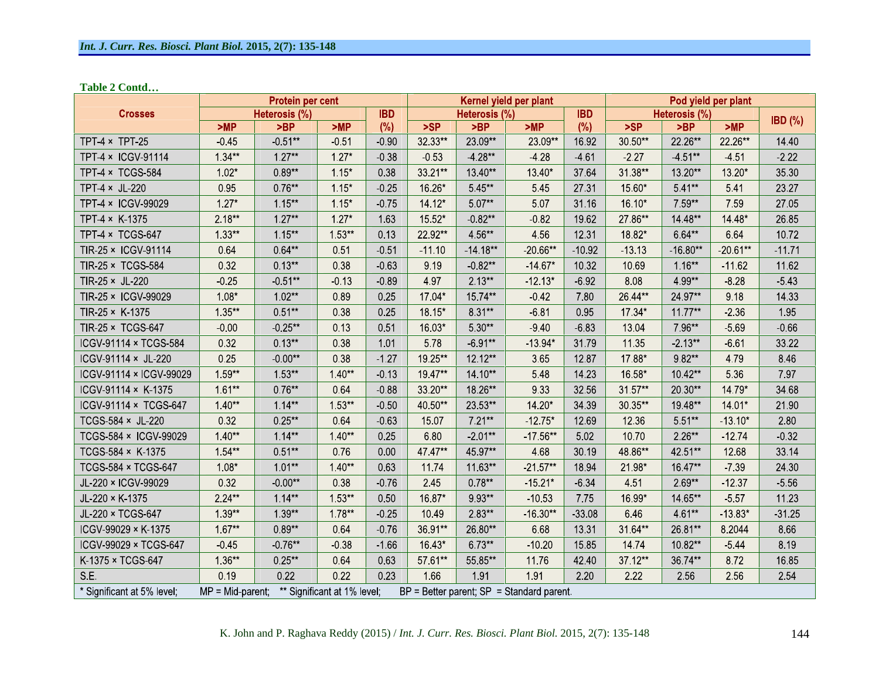**Table 2 Contd…**

| Crosses | Protein per cent | | | | Kernel yield per plant | | | | Pod yield per plant | | | |
|---|---|---|---|---|---|---|---|---|---|---|---|---|
| | Heterosis (%) | | | IBD | Heterosis (%) | | | IBD | Heterosis (%) | | | IBD (%) |
| | >MP | >BP | >MP | (%) | >SP | >BP | >MP | (%) | >SP | >BP | >MP | |
| TPT-4 × TPT-25 | -0.45 | -0.51** | -0.51 | -0.90 | 32.33** | 23.09** | 23.09** | 16.92 | 30.50** | 22.26** | 22.26** | 14.40 |
| TPT-4 × ICGV-91114 | 1.34** | 1.27** | 1.27* | -0.38 | -0.53 | -4.28** | -4.28 | -4.61 | -2.27 | -4.51** | -4.51 | -2.22 |
| TPT-4 × TCGS-584 | 1.02* | 0.89** | 1.15* | 0.38 | 33.21** | 13.40** | 13.40* | 37.64 | 31.38** | 13.20** | 13.20* | 35.30 |
| TPT-4 × JL-220 | 0.95 | 0.76** | 1.15* | -0.25 | 16.26* | 5.45** | 5.45 | 27.31 | 15.60* | 5.41** | 5.41 | 23.27 |
| TPT-4 × ICGV-99029 | 1.27* | 1.15** | 1.15* | -0.75 | 14.12* | 5.07** | 5.07 | 31.16 | 16.10* | 7.59** | 7.59 | 27.05 |
| TPT-4 × K-1375 | 2.18** | 1.27** | 1.27* | 1.63 | 15.52* | -0.82** | -0.82 | 19.62 | 27.86** | 14.48** | 14.48* | 26.85 |
| TPT-4 × TCGS-647 | 1.33** | 1.15** | 1.53** | 0.13 | 22.92** | 4.56** | 4.56 | 12.31 | 18.82* | 6.64** | 6.64 | 10.72 |
| TIR-25 × ICGV-91114 | 0.64 | 0.64** | 0.51 | -0.51 | -11.10 | -14.18** | -20.66** | -10.92 | -13.13 | -16.80** | -20.61** | -11.71 |
| TIR-25 × TCGS-584 | 0.32 | 0.13** | 0.38 | -0.63 | 9.19 | -0.82** | -14.67* | 10.32 | 10.69 | 1.16** | -11.62 | 11.62 |
| TIR-25 × JL-220 | -0.25 | -0.51** | -0.13 | -0.89 | 4.97 | 2.13** | -12.13* | -6.92 | 8.08 | 4.99** | -8.28 | -5.43 |
| TIR-25 × ICGV-99029 | 1.08* | 1.02** | 0.89 | 0.25 | 17.04* | 15.74** | -0.42 | 7.80 | 26.44** | 24.97** | 9.18 | 14.33 |
| TIR-25 × K-1375 | 1.35** | 0.51** | 0.38 | 0.25 | 18.15* | 8.31** | -6.81 | 0.95 | 17.34* | 11.77** | -2.36 | 1.95 |
| TIR-25 × TCGS-647 | -0.00 | -0.25** | 0.13 | 0.51 | 16.03* | 5.30** | -9.40 | -6.83 | 13.04 | 7.96** | -5.69 | -0.66 |
| ICGV-91114 × TCGS-584 | 0.32 | 0.13** | 0.38 | 1.01 | 5.78 | -6.91** | -13.94* | 31.79 | 11.35 | -2.13** | -6.61 | 33.22 |
| ICGV-91114 × JL-220 | 0.25 | -0.00** | 0.38 | -1.27 | 19.25** | 12.12** | 3.65 | 12.87 | 17.88* | 9.82** | 4.79 | 8.46 |
| ICGV-91114 × ICGV-99029 | 1.59** | 1.53** | 1.40** | -0.13 | 19.47** | 14.10** | 5.48 | 14.23 | 16.58* | 10.42** | 5.36 | 7.97 |
| ICGV-91114 × K-1375 | 1.61** | 0.76** | 0.64 | -0.88 | 33.20** | 18.26** | 9.33 | 32.56 | 31.57** | 20.30** | 14.79* | 34.68 |
| ICGV-91114 × TCGS-647 | 1.40** | 1.14** | 1.53** | -0.50 | 40.50** | 23.53** | 14.20* | 34.39 | 30.35** | 19.48** | 14.01* | 21.90 |
| TCGS-584 × JL-220 | 0.32 | 0.25** | 0.64 | -0.63 | 15.07 | 7.21** | -12.75* | 12.69 | 12.36 | 5.51** | -13.10* | 2.80 |
| TCGS-584 × ICGV-99029 | 1.40** | 1.14** | 1.40** | 0.25 | 6.80 | -2.01** | -17.56** | 5.02 | 10.70 | 2.26** | -12.74 | -0.32 |
| TCGS-584 × K-1375 | 1.54** | 0.51** | 0.76 | 0.00 | 47.47** | 45.97** | 4.68 | 30.19 | 48.86** | 42.51** | 12.68 | 33.14 |
| TCGS-584 × TCGS-647 | 1.08* | 1.01** | 1.40** | 0.63 | 11.74 | 11.63** | -21.57** | 18.94 | 21.98* | 16.47** | -7.39 | 24.30 |
| JL-220 × ICGV-99029 | 0.32 | -0.00** | 0.38 | -0.76 | 2.45 | 0.78** | -15.21* | -6.34 | 4.51 | 2.69** | -12.37 | -5.56 |
| JL-220 × K-1375 | 2.24** | 1.14** | 1.53** | 0.50 | 16.87* | 9.93** | -10.53 | 7.75 | 16.99* | 14.65** | -5.57 | 11.23 |
| JL-220 × TCGS-647 | 1.39** | 1.39** | 1.78** | -0.25 | 10.49 | 2.83** | -16.30** | -33.08 | 6.46 | 4.61** | -13.83* | -31.25 |
| ICGV-99029 × K-1375 | 1.67** | 0.89** | 0.64 | -0.76 | 36.91** | 26.80** | 6.68 | 13.31 | 31.64** | 26.81** | 8.2044 | 8.66 |
| ICGV-99029 × TCGS-647 | -0.45 | -0.76** | -0.38 | -1.66 | 16.43* | 6.73** | -10.20 | 15.85 | 14.74 | 10.82** | -5.44 | 8.19 |
| K-1375 × TCGS-647 | 1.36** | 0.25** | 0.64 | 0.63 | 57.61** | 55.85** | 11.76 | 42.40 | 37.12** | 36.74** | 8.72 | 16.85 |
| S.E. | 0.19 | 0.22 | 0.22 | 0.23 | 1.66 | 1.91 | 1.91 | 2.20 | 2.22 | 2.56 | 2.56 | 2.54 |

\* Significant at 5% level; MP = Mid-parent; ** Significant at 1% level; BP = Better parent; SP = Standard parent.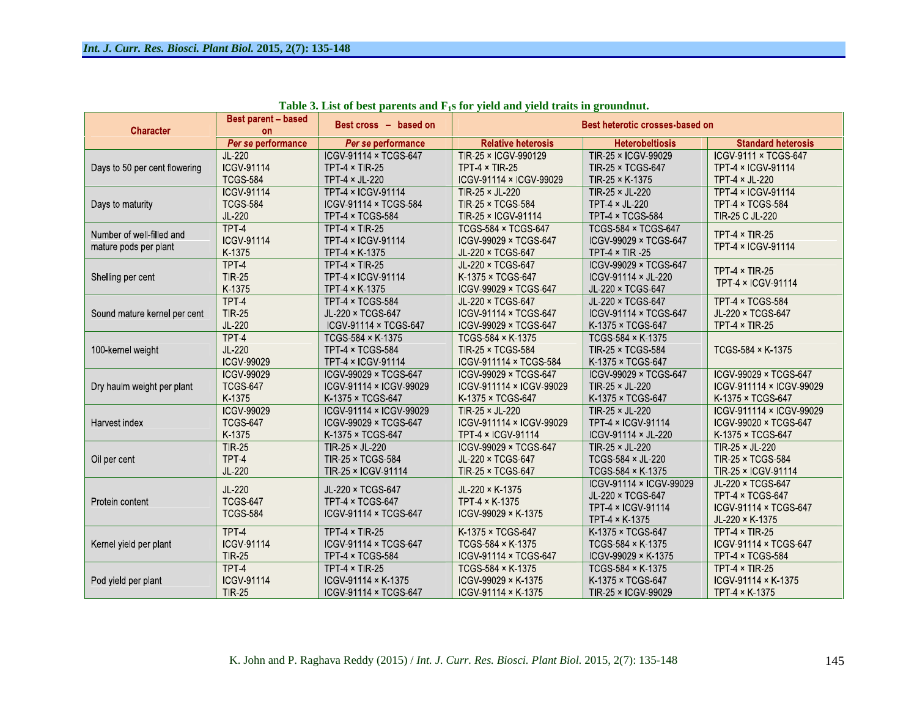**Table 3. List of best parents and $F_1$s for yield and yield traits in groundnut.**

| Character | Best parent – based on | Best cross – based on | Best heterotic crosses-based on | | |
|---|---|---|---|---|---|
| | *Per se* performance | *Per se* performance | Relative heterosis | Heterobeltiosis | Standard heterosis |
| Days to 50 per cent flowering | JL-220<br>ICGV-91114<br>TCGS-584 | ICGV-91114 × TCGS-647<br>TPT-4 × TIR-25<br>TPT-4 × JL-220 | TIR-25 × ICGV-990129<br>TPT-4 × TIR-25<br>ICGV-91114 × ICGV-99029 | TIR-25 × ICGV-99029<br>TIR-25 × TCGS-647<br>TIR-25 × K-1375 | ICGV-9111 × TCGS-647<br>TPT-4 × ICGV-91114<br>TPT-4 × JL-220 |
| Days to maturity | ICGV-91114<br>TCGS-584<br>JL-220 | TPT-4 × ICGV-91114<br>ICGV-91114 × TCGS-584<br>TPT-4 × TCGS-584 | TIR-25 × JL-220<br>TIR-25 × TCGS-584<br>TIR-25 × ICGV-91114 | TIR-25 × JL-220<br>TPT-4 × JL-220<br>TPT-4 × TCGS-584 | TPT-4 × ICGV-91114<br>TPT-4 × TCGS-584<br>TIR-25 C JL-220 |
| Number of well-filled and mature pods per plant | TPT-4<br>ICGV-91114<br>K-1375 | TPT-4 × TIR-25<br>TPT-4 × ICGV-91114<br>TPT-4 × K-1375 | TCGS-584 × TCGS-647<br>ICGV-99029 × TCGS-647<br>JL-220 × TCGS-647 | TCGS-584 × TCGS-647<br>ICGV-99029 × TCGS-647<br>TPT-4 × TIR -25 | TPT-4 × TIR-25<br>TPT-4 × ICGV-91114 |
| Shelling per cent | TPT-4<br>TIR-25<br>K-1375 | TPT-4 × TIR-25<br>TPT-4 × ICGV-91114<br>TPT-4 × K-1375 | JL-220 × TCGS-647<br>K-1375 × TCGS-647<br>ICGV-99029 × TCGS-647 | ICGV-99029 × TCGS-647<br>ICGV-91114 × JL-220<br>JL-220 × TCGS-647 | TPT-4 × TIR-25<br>TPT-4 × ICGV-91114 |
| Sound mature kernel per cent | TPT-4<br>TIR-25<br>JL-220 | TPT-4 × TCGS-584<br>JL-220 × TCGS-647<br>ICGV-91114 × TCGS-647 | JL-220 × TCGS-647<br>ICGV-91114 × TCGS-647<br>ICGV-99029 × TCGS-647 | JL-220 × TCGS-647<br>ICGV-91114 × TCGS-647<br>K-1375 × TCGS-647 | TPT-4 × TCGS-584<br>JL-220 × TCGS-647<br>TPT-4 × TIR-25 |
| 100-kernel weight | TPT-4<br>JL-220<br>ICGV-99029 | TCGS-584 × K-1375<br>TPT-4 × TCGS-584<br>TPT-4 × ICGV-91114 | TCGS-584 × K-1375<br>TIR-25 × TCGS-584<br>ICGV-911114 × TCGS-584 | TCGS-584 × K-1375<br>TIR-25 × TCGS-584<br>K-1375 × TCGS-647 | TCGS-584 × K-1375 |
| Dry haulm weight per plant | ICGV-99029<br>TCGS-647<br>K-1375 | ICGV-99029 × TCGS-647<br>ICGV-91114 × ICGV-99029<br>K-1375 × TCGS-647 | ICGV-99029 × TCGS-647<br>ICGV-911114 × ICGV-99029<br>K-1375 × TCGS-647 | ICGV-99029 × TCGS-647<br>TIR-25 × JL-220<br>K-1375 × TCGS-647 | ICGV-99029 × TCGS-647<br>ICGV-911114 × ICGV-99029<br>K-1375 × TCGS-647 |
| Harvest index | ICGV-99029<br>TCGS-647<br>K-1375 | ICGV-91114 × ICGV-99029<br>ICGV-99029 × TCGS-647<br>K-1375 × TCGS-647 | TIR-25 × JL-220<br>ICGV-911114 × ICGV-99029<br>TPT-4 × ICGV-91114 | TIR-25 × JL-220<br>TPT-4 × ICGV-91114<br>ICGV-91114 × JL-220 | ICGV-911114 × ICGV-99029<br>ICGV-99020 × TCGS-647<br>K-1375 × TCGS-647 |
| Oil per cent | TIR-25<br>TPT-4<br>JL-220 | TIR-25 × JL-220<br>TIR-25 × TCGS-584<br>TIR-25 × ICGV-91114 | ICGV-99029 × TCGS-647<br>JL-220 × TCGS-647<br>TIR-25 × TCGS-647 | TIR-25 × JL-220<br>TCGS-584 × JL-220<br>TCGS-584 × K-1375 | TIR-25 × JL-220<br>TIR-25 × TCGS-584<br>TIR-25 × ICGV-91114 |
| Protein content | JL-220<br>TCGS-647<br>TCGS-584 | JL-220 × TCGS-647<br>TPT-4 × TCGS-647<br>ICGV-91114 × TCGS-647 | JL-220 × K-1375<br>TPT-4 × K-1375<br>ICGV-99029 × K-1375 | ICGV-91114 × ICGV-99029<br>JL-220 × TCGS-647<br>TPT-4 × ICGV-91114<br>TPT-4 × K-1375 | JL-220 × TCGS-647<br>TPT-4 × TCGS-647<br>ICGV-91114 × TCGS-647<br>JL-220 × K-1375 |
| Kernel yield per plant | TPT-4<br>ICGV-91114<br>TIR-25 | TPT-4 × TIR-25<br>ICGV-91114 × TCGS-647<br>TPT-4 × TCGS-584 | K-1375 × TCGS-647<br>TCGS-584 × K-1375<br>ICGV-91114 × TCGS-647 | K-1375 × TCGS-647<br>TCGS-584 × K-1375<br>ICGV-99029 × K-1375 | TPT-4 × TIR-25<br>ICGV-91114 × TCGS-647<br>TPT-4 × TCGS-584 |
| Pod yield per plant | TPT-4<br>ICGV-91114<br>TIR-25 | TPT-4 × TIR-25<br>ICGV-91114 × K-1375<br>ICGV-91114 × TCGS-647 | TCGS-584 × K-1375<br>ICGV-99029 × K-1375<br>ICGV-91114 × K-1375 | TCGS-584 × K-1375<br>K-1375 × TCGS-647<br>TIR-25 × ICGV-99029 | TPT-4 × TIR-25<br>ICGV-91114 × K-1375<br>TPT-4 × K-1375 |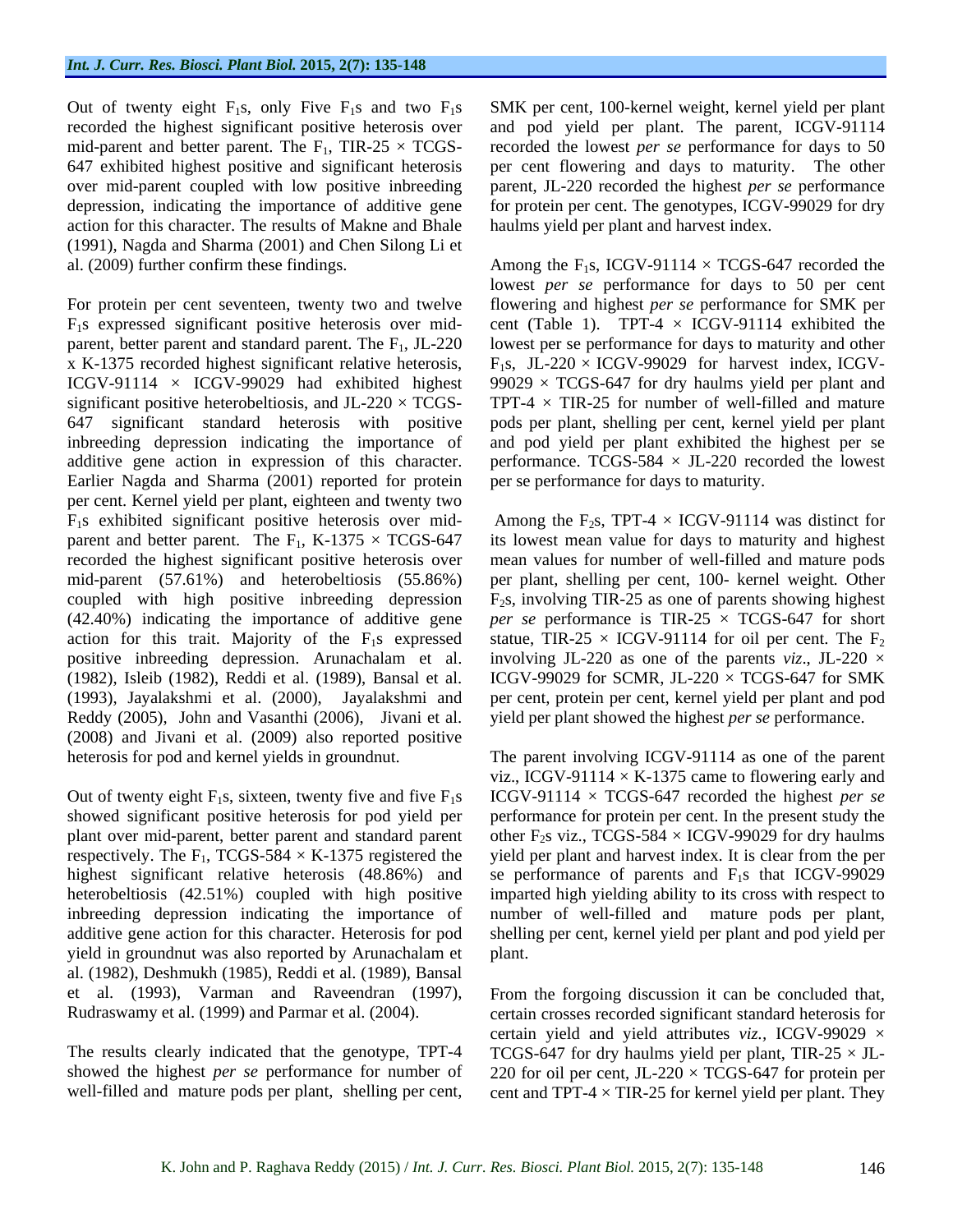Out of twenty eight $F_1$s, only Five $F_1$s and two $F_1$s recorded the highest significant positive heterosis over mid-parent and better parent. The $F_1$, TIR-25 × TCGS-647 exhibited highest positive and significant heterosis over mid-parent coupled with low positive inbreeding depression, indicating the importance of additive gene action for this character. The results of Makne and Bhale (1991), Nagda and Sharma (2001) and Chen Silong Li et al. (2009) further confirm these findings.

For protein per cent seventeen, twenty two and twelve $F_1$s expressed significant positive heterosis over mid-parent, better parent and standard parent. The $F_1$, JL-220 x K-1375 recorded highest significant relative heterosis, ICGV-91114 × ICGV-99029 had exhibited highest significant positive heterobeltiosis, and JL-220 × TCGS-647 significant standard heterosis with positive inbreeding depression indicating the importance of additive gene action in expression of this character. Earlier Nagda and Sharma (2001) reported for protein per cent. Kernel yield per plant, eighteen and twenty two $F_1$s exhibited significant positive heterosis over mid-parent and better parent. The $F_1$, K-1375 × TCGS-647 recorded the highest significant positive heterosis over mid-parent (57.61%) and heterobeltiosis (55.86%) coupled with high positive inbreeding depression (42.40%) indicating the importance of additive gene action for this trait. Majority of the $F_1$s expressed positive inbreeding depression. Arunachalam et al. (1982), Isleib (1982), Reddi et al. (1989), Bansal et al. (1993), Jayalakshmi et al. (2000), Jayalakshmi and Reddy (2005), John and Vasanthi (2006), Jivani et al. (2008) and Jivani et al. (2009) also reported positive heterosis for pod and kernel yields in groundnut.

Out of twenty eight $F_1$s, sixteen, twenty five and five $F_1$s showed significant positive heterosis for pod yield per plant over mid-parent, better parent and standard parent respectively. The $F_1$, TCGS-584 × K-1375 registered the highest significant relative heterosis (48.86%) and heterobeltiosis (42.51%) coupled with high positive inbreeding depression indicating the importance of additive gene action for this character. Heterosis for pod yield in groundnut was also reported by Arunachalam et al. (1982), Deshmukh (1985), Reddi et al. (1989), Bansal et al. (1993), Varman and Raveendran (1997), Rudraswamy et al. (1999) and Parmar et al. (2004).

The results clearly indicated that the genotype, TPT-4 showed the highest *per se* performance for number of well-filled and mature pods per plant, shelling per cent, SMK per cent, 100-kernel weight, kernel yield per plant and pod yield per plant. The parent, ICGV-91114 recorded the lowest *per se* performance for days to 50 per cent flowering and days to maturity. The other parent, JL-220 recorded the highest *per se* performance for protein per cent. The genotypes, ICGV-99029 for dry haulms yield per plant and harvest index.

Among the $F_1$s, ICGV-91114 × TCGS-647 recorded the lowest *per se* performance for days to 50 per cent flowering and highest *per se* performance for SMK per cent (Table 1). TPT-4 × ICGV-91114 exhibited the lowest per se performance for days to maturity and other $F_1$s, JL-220 × ICGV-99029 for harvest index, ICGV-99029 × TCGS-647 for dry haulms yield per plant and TPT-4 × TIR-25 for number of well-filled and mature pods per plant, shelling per cent, kernel yield per plant and pod yield per plant exhibited the highest per se performance. TCGS-584 × JL-220 recorded the lowest per se performance for days to maturity.

Among the $F_2$s, TPT-4 × ICGV-91114 was distinct for its lowest mean value for days to maturity and highest mean values for number of well-filled and mature pods per plant, shelling per cent, 100- kernel weight. Other $F_2$s, involving TIR-25 as one of parents showing highest *per se* performance is TIR-25 × TCGS-647 for short statue, TIR-25 × ICGV-91114 for oil per cent. The $F_2$ involving JL-220 as one of the parents *viz*., JL-220 × ICGV-99029 for SCMR, JL-220 × TCGS-647 for SMK per cent, protein per cent, kernel yield per plant and pod yield per plant showed the highest *per se* performance.

The parent involving ICGV-91114 as one of the parent viz., ICGV-91114 × K-1375 came to flowering early and ICGV-91114 × TCGS-647 recorded the highest *per se* performance for protein per cent. In the present study the other $F_2$s viz., TCGS-584 × ICGV-99029 for dry haulms yield per plant and harvest index. It is clear from the per se performance of parents and $F_1$s that ICGV-99029 imparted high yielding ability to its cross with respect to number of well-filled and mature pods per plant, shelling per cent, kernel yield per plant and pod yield per plant.

From the forgoing discussion it can be concluded that, certain crosses recorded significant standard heterosis for certain yield and yield attributes *viz.*, ICGV-99029 × TCGS-647 for dry haulms yield per plant, TIR-25 × JL-220 for oil per cent, JL-220 × TCGS-647 for protein per cent and TPT-4 × TIR-25 for kernel yield per plant. They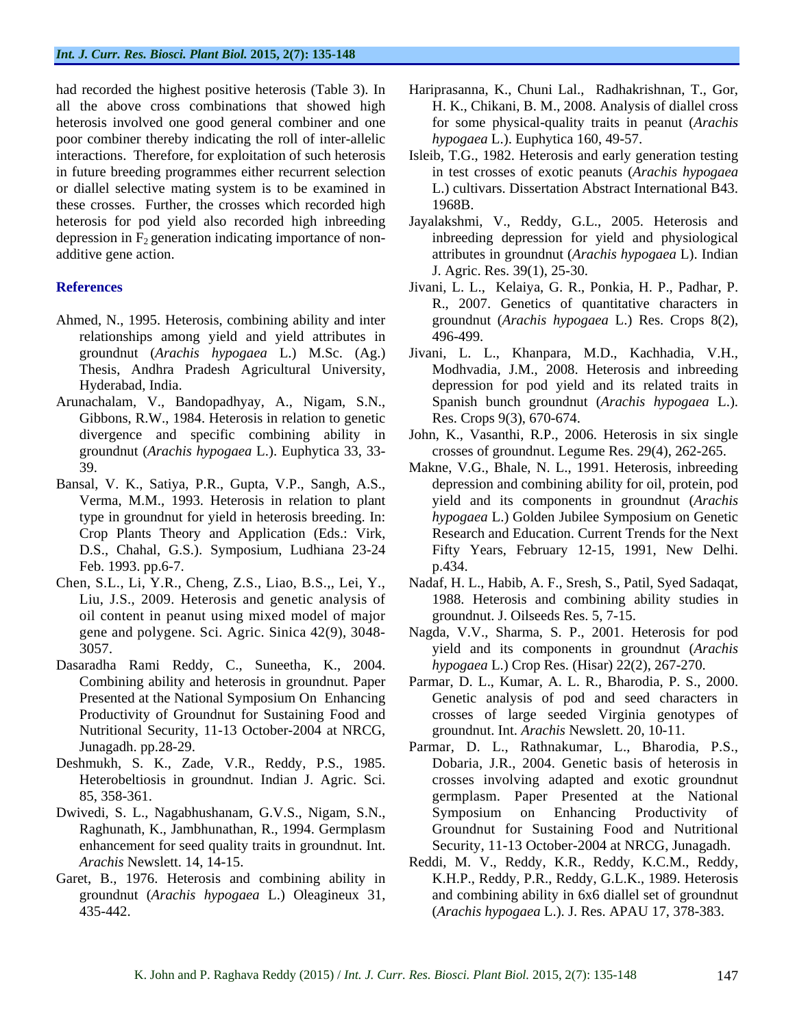had recorded the highest positive heterosis (Table 3). In all the above cross combinations that showed high heterosis involved one good general combiner and one poor combiner thereby indicating the roll of inter-allelic interactions. Therefore, for exploitation of such heterosis in future breeding programmes either recurrent selection or diallel selective mating system is to be examined in these crosses. Further, the crosses which recorded high heterosis for pod yield also recorded high inbreeding depression in $F_2$ generation indicating importance of non-additive gene action.

## References

Ahmed, N., 1995. Heterosis, combining ability and inter relationships among yield and yield attributes in groundnut (*Arachis hypogaea* L.) M.Sc. (Ag.) Thesis, Andhra Pradesh Agricultural University, Hyderabad, India.

Arunachalam, V., Bandopadhyay, A., Nigam, S.N., Gibbons, R.W., 1984. Heterosis in relation to genetic divergence and specific combining ability in groundnut (*Arachis hypogaea* L.). Euphytica 33, 33-39.

Bansal, V. K., Satiya, P.R., Gupta, V.P., Sangh, A.S., Verma, M.M., 1993. Heterosis in relation to plant type in groundnut for yield in heterosis breeding. In: Crop Plants Theory and Application (Eds.: Virk, D.S., Chahal, G.S.). Symposium, Ludhiana 23-24 Feb. 1993. pp.6-7.

Chen, S.L., Li, Y.R., Cheng, Z.S., Liao, B.S.,, Lei, Y., Liu, J.S., 2009. Heterosis and genetic analysis of oil content in peanut using mixed model of major gene and polygene. Sci. Agric. Sinica 42(9), 3048-3057.

Dasaradha Rami Reddy, C., Suneetha, K., 2004. Combining ability and heterosis in groundnut. Paper Presented at the National Symposium On Enhancing Productivity of Groundnut for Sustaining Food and Nutritional Security, 11-13 October-2004 at NRCG, Junagadh. pp.28-29.

Deshmukh, S. K., Zade, V.R., Reddy, P.S., 1985. Heterobeltiosis in groundnut. Indian J. Agric. Sci. 85, 358-361.

Dwivedi, S. L., Nagabhushanam, G.V.S., Nigam, S.N., Raghunath, K., Jambhunathan, R., 1994. Germplasm enhancement for seed quality traits in groundnut. Int. *Arachis* Newslett. 14, 14-15.

Garet, B., 1976. Heterosis and combining ability in groundnut (*Arachis hypogaea* L.) Oleagineux 31, 435-442.

Hariprasanna, K., Chuni Lal., Radhakrishnan, T., Gor, H. K., Chikani, B. M., 2008. Analysis of diallel cross for some physical-quality traits in peanut (*Arachis hypogaea* L.). Euphytica 160, 49-57.

Isleib, T.G., 1982. Heterosis and early generation testing in test crosses of exotic peanuts (*Arachis hypogaea* L.) cultivars. Dissertation Abstract International B43. 1968B.

Jayalakshmi, V., Reddy, G.L., 2005. Heterosis and inbreeding depression for yield and physiological attributes in groundnut (*Arachis hypogaea* L). Indian J. Agric. Res. 39(1), 25-30.

Jivani, L. L., Kelaiya, G. R., Ponkia, H. P., Padhar, P. R., 2007. Genetics of quantitative characters in groundnut (*Arachis hypogaea* L.) Res. Crops 8(2), 496-499.

Jivani, L. L., Khanpara, M.D., Kachhadia, V.H., Modhvadia, J.M., 2008. Heterosis and inbreeding depression for pod yield and its related traits in Spanish bunch groundnut (*Arachis hypogaea* L.). Res. Crops 9(3), 670-674.

John, K., Vasanthi, R.P., 2006. Heterosis in six single crosses of groundnut. Legume Res. 29(4), 262-265.

Makne, V.G., Bhale, N. L., 1991. Heterosis, inbreeding depression and combining ability for oil, protein, pod yield and its components in groundnut (*Arachis hypogaea* L.) Golden Jubilee Symposium on Genetic Research and Education. Current Trends for the Next Fifty Years, February 12-15, 1991, New Delhi. p.434.

Nadaf, H. L., Habib, A. F., Sresh, S., Patil, Syed Sadaqat, 1988. Heterosis and combining ability studies in groundnut. J. Oilseeds Res. 5, 7-15.

Nagda, V.V., Sharma, S. P., 2001. Heterosis for pod yield and its components in groundnut (*Arachis hypogaea* L.) Crop Res. (Hisar) 22(2), 267-270.

Parmar, D. L., Kumar, A. L. R., Bharodia, P. S., 2000. Genetic analysis of pod and seed characters in crosses of large seeded Virginia genotypes of groundnut. Int. *Arachis* Newslett. 20, 10-11.

Parmar, D. L., Rathnakumar, L., Bharodia, P.S., Dobaria, J.R., 2004. Genetic basis of heterosis in crosses involving adapted and exotic groundnut germplasm. Paper Presented at the National Symposium on Enhancing Productivity of Groundnut for Sustaining Food and Nutritional Security, 11-13 October-2004 at NRCG, Junagadh.

Reddi, M. V., Reddy, K.R., Reddy, K.C.M., Reddy, K.H.P., Reddy, P.R., Reddy, G.L.K., 1989. Heterosis and combining ability in 6x6 diallel set of groundnut (*Arachis hypogaea* L.). J. Res. APAU 17, 378-383.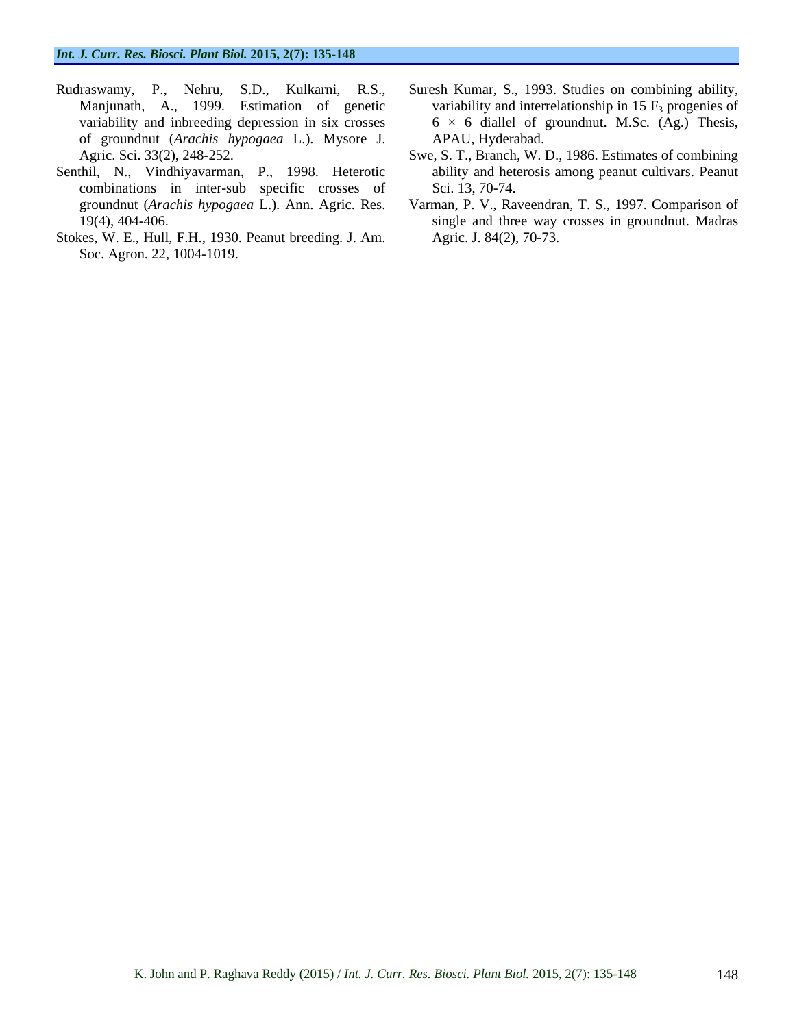Rudraswamy, P., Nehru, S.D., Kulkarni, R.S., Manjunath, A., 1999. Estimation of genetic variability and inbreeding depression in six crosses of groundnut (*Arachis hypogaea* L.). Mysore J. Agric. Sci. 33(2), 248-252.

Senthil, N., Vindhiyavarman, P., 1998. Heterotic combinations in inter-sub specific crosses of groundnut (*Arachis hypogaea* L.). Ann. Agric. Res. 19(4), 404-406.

Stokes, W. E., Hull, F.H., 1930. Peanut breeding. J. Am. Soc. Agron. 22, 1004-1019.

Suresh Kumar, S., 1993. Studies on combining ability, variability and interrelationship in 15 $F_3$ progenies of 6 × 6 diallel of groundnut. M.Sc. (Ag.) Thesis, APAU, Hyderabad.

Swe, S. T., Branch, W. D., 1986. Estimates of combining ability and heterosis among peanut cultivars. Peanut Sci. 13, 70-74.

Varman, P. V., Raveendran, T. S., 1997. Comparison of single and three way crosses in groundnut. Madras Agric. J. 84(2), 70-73.